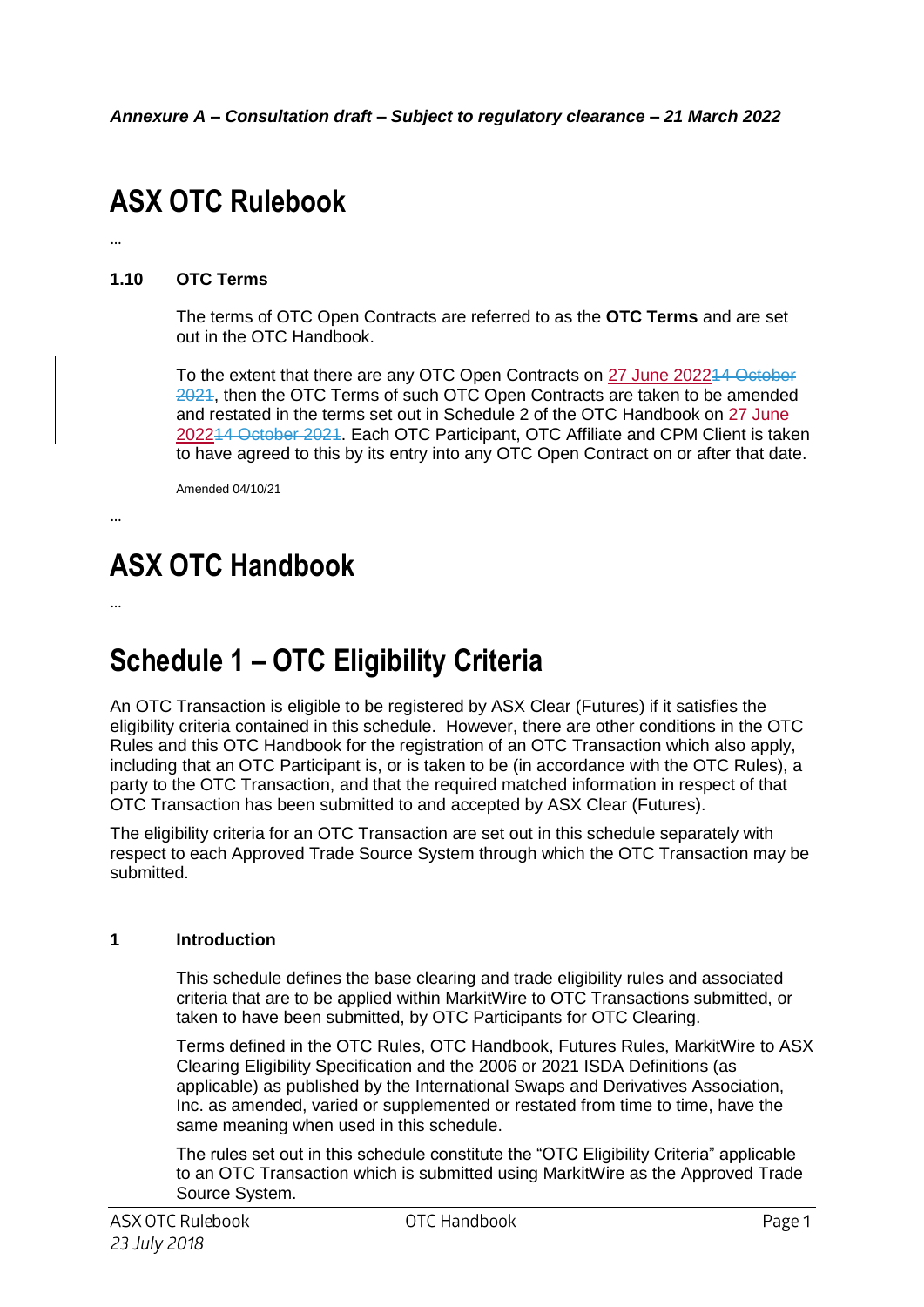*Annexure A – Consultation draft – Subject to regulatory clearance – 21 March 2022*

# ASX OTC Rulebook

...

### 1.10 OTC Terms

The terms of OTC Open Contracts are referred to as the **OTC Terms** and are set out in the OTC Handbook.

To the extent that there are any OTC Open Contracts on 27 June 2022~~14 October 2021~~, then the OTC Terms of such OTC Open Contracts are taken to be amended and restated in the terms set out in Schedule 2 of the OTC Handbook on 27 June 2022~~14 October 2021~~. Each OTC Participant, OTC Affiliate and CPM Client is taken to have agreed to this by its entry into any OTC Open Contract on or after that date.

Amended 04/10/21

...

# ASX OTC Handbook

...

# Schedule 1 – OTC Eligibility Criteria

An OTC Transaction is eligible to be registered by ASX Clear (Futures) if it satisfies the eligibility criteria contained in this schedule. However, there are other conditions in the OTC Rules and this OTC Handbook for the registration of an OTC Transaction which also apply, including that an OTC Participant is, or is taken to be (in accordance with the OTC Rules), a party to the OTC Transaction, and that the required matched information in respect of that OTC Transaction has been submitted to and accepted by ASX Clear (Futures).

The eligibility criteria for an OTC Transaction are set out in this schedule separately with respect to each Approved Trade Source System through which the OTC Transaction may be submitted.

### 1 Introduction

This schedule defines the base clearing and trade eligibility rules and associated criteria that are to be applied within MarkitWire to OTC Transactions submitted, or taken to have been submitted, by OTC Participants for OTC Clearing.

Terms defined in the OTC Rules, OTC Handbook, Futures Rules, MarkitWire to ASX Clearing Eligibility Specification and the 2006 or 2021 ISDA Definitions (as applicable) as published by the International Swaps and Derivatives Association, Inc. as amended, varied or supplemented or restated from time to time, have the same meaning when used in this schedule.

The rules set out in this schedule constitute the "OTC Eligibility Criteria" applicable to an OTC Transaction which is submitted using MarkitWire as the Approved Trade Source System.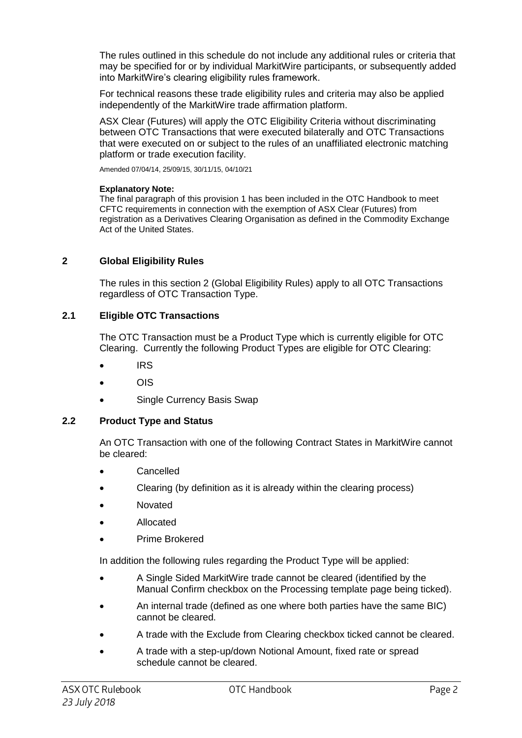The rules outlined in this schedule do not include any additional rules or criteria that may be specified for or by individual MarkitWire participants, or subsequently added into MarkitWire's clearing eligibility rules framework.

For technical reasons these trade eligibility rules and criteria may also be applied independently of the MarkitWire trade affirmation platform.

ASX Clear (Futures) will apply the OTC Eligibility Criteria without discriminating between OTC Transactions that were executed bilaterally and OTC Transactions that were executed on or subject to the rules of an unaffiliated electronic matching platform or trade execution facility.

Amended 07/04/14, 25/09/15, 30/11/15, 04/10/21

**Explanatory Note:**
The final paragraph of this provision 1 has been included in the OTC Handbook to meet CFTC requirements in connection with the exemption of ASX Clear (Futures) from registration as a Derivatives Clearing Organisation as defined in the Commodity Exchange Act of the United States.

## 2 Global Eligibility Rules

The rules in this section 2 (Global Eligibility Rules) apply to all OTC Transactions regardless of OTC Transaction Type.

### 2.1 Eligible OTC Transactions

The OTC Transaction must be a Product Type which is currently eligible for OTC Clearing. Currently the following Product Types are eligible for OTC Clearing:

- IRS
- OIS
- Single Currency Basis Swap

### 2.2 Product Type and Status

An OTC Transaction with one of the following Contract States in MarkitWire cannot be cleared:

- Cancelled
- Clearing (by definition as it is already within the clearing process)
- Novated
- Allocated
- Prime Brokered

In addition the following rules regarding the Product Type will be applied:

- A Single Sided MarkitWire trade cannot be cleared (identified by the Manual Confirm checkbox on the Processing template page being ticked).
- An internal trade (defined as one where both parties have the same BIC) cannot be cleared.
- A trade with the Exclude from Clearing checkbox ticked cannot be cleared.
- A trade with a step-up/down Notional Amount, fixed rate or spread schedule cannot be cleared.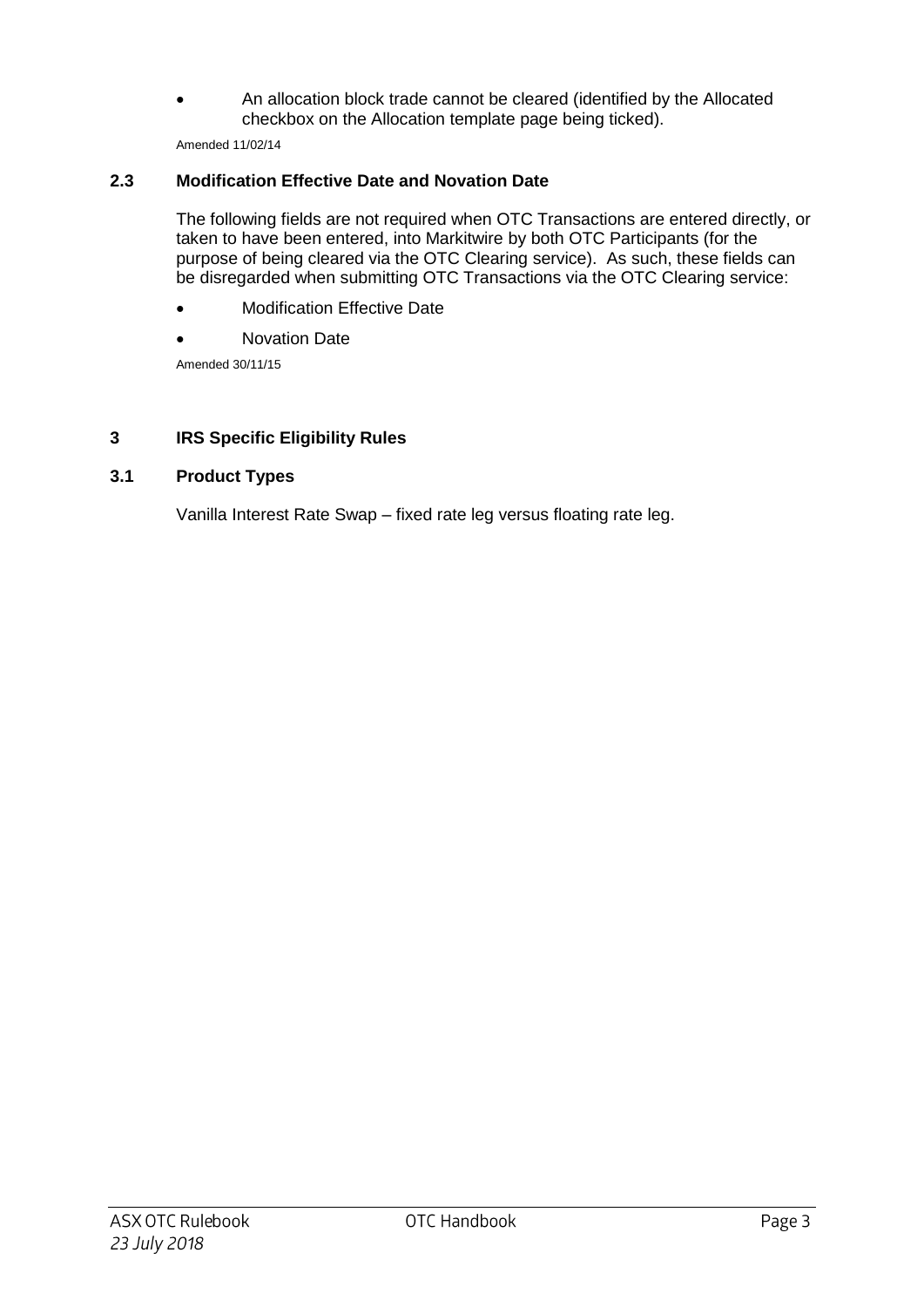- An allocation block trade cannot be cleared (identified by the Allocated checkbox on the Allocation template page being ticked).

Amended 11/02/14

### 2.3 Modification Effective Date and Novation Date

The following fields are not required when OTC Transactions are entered directly, or taken to have been entered, into Markitwire by both OTC Participants (for the purpose of being cleared via the OTC Clearing service). As such, these fields can be disregarded when submitting OTC Transactions via the OTC Clearing service:

- Modification Effective Date
- Novation Date

Amended 30/11/15

## 3 IRS Specific Eligibility Rules

### 3.1 Product Types

Vanilla Interest Rate Swap – fixed rate leg versus floating rate leg.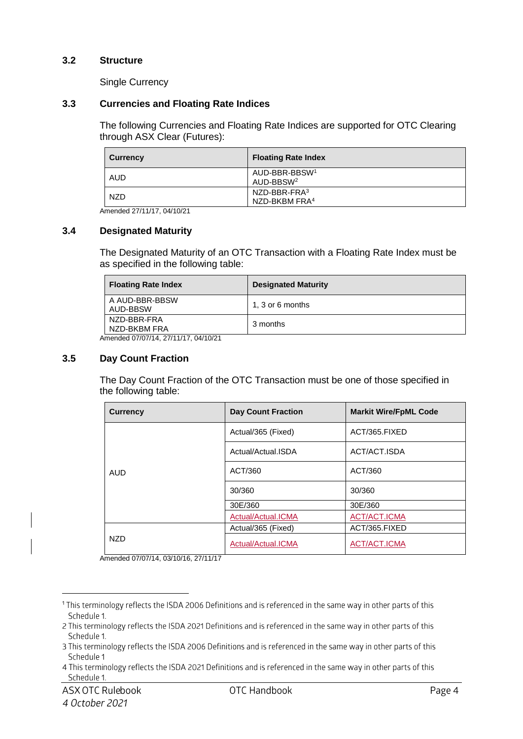### 3.2 Structure

Single Currency

### 3.3 Currencies and Floating Rate Indices

The following Currencies and Floating Rate Indices are supported for OTC Clearing through ASX Clear (Futures):

| Currency | Floating Rate Index |
|---|---|
| AUD | AUD-BBR-BBSW[1]<br>AUD-BBSW[2] |
| NZD | NZD-BBR-FRA[3]<br>NZD-BKBM FRA[4] |

Amended 27/11/17, 04/10/21

### 3.4 Designated Maturity

The Designated Maturity of an OTC Transaction with a Floating Rate Index must be as specified in the following table:

| Floating Rate Index | Designated Maturity |
|---|---|
| A AUD-BBR-BBSW<br>AUD-BBSW | 1, 3 or 6 months |
| NZD-BBR-FRA<br>NZD-BKBM FRA | 3 months |

Amended 07/07/14, 27/11/17, 04/10/21

### 3.5 Day Count Fraction

The Day Count Fraction of the OTC Transaction must be one of those specified in the following table:

| Currency | Day Count Fraction | Markit Wire/FpML Code |
|---|---|---|
| AUD | Actual/365 (Fixed) | ACT/365.FIXED |
| | Actual/Actual.ISDA | ACT/ACT.ISDA |
| | ACT/360 | ACT/360 |
| | 30/360 | 30/360 |
| | 30E/360 | 30E/360 |
| | Actual/Actual.ICMA | ACT/ACT.ICMA |
| NZD | Actual/365 (Fixed) | ACT/365.FIXED |
| | Actual/Actual.ICMA | ACT/ACT.ICMA |

Amended 07/07/14, 03/10/16, 27/11/17

---

[1] This terminology reflects the ISDA 2006 Definitions and is referenced in the same way in other parts of this Schedule 1.

[2] This terminology reflects the ISDA 2021 Definitions and is referenced in the same way in other parts of this Schedule 1.

[3] This terminology reflects the ISDA 2006 Definitions and is referenced in the same way in other parts of this Schedule 1

[4] This terminology reflects the ISDA 2021 Definitions and is referenced in the same way in other parts of this Schedule 1.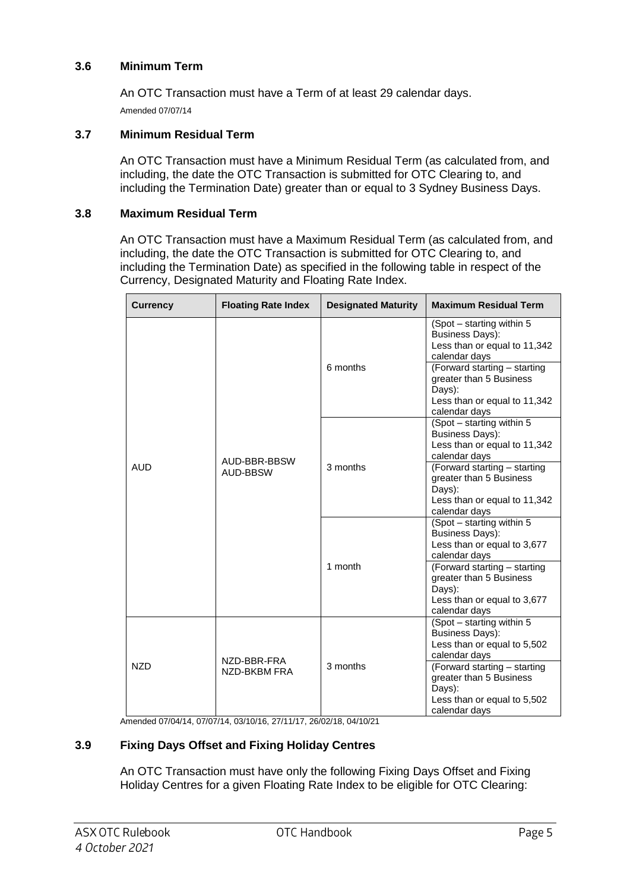### 3.6 Minimum Term

An OTC Transaction must have a Term of at least 29 calendar days.

Amended 07/07/14

### 3.7 Minimum Residual Term

An OTC Transaction must have a Minimum Residual Term (as calculated from, and including, the date the OTC Transaction is submitted for OTC Clearing to, and including the Termination Date) greater than or equal to 3 Sydney Business Days.

### 3.8 Maximum Residual Term

An OTC Transaction must have a Maximum Residual Term (as calculated from, and including, the date the OTC Transaction is submitted for OTC Clearing to, and including the Termination Date) as specified in the following table in respect of the Currency, Designated Maturity and Floating Rate Index.

| Currency | Floating Rate Index | Designated Maturity | Maximum Residual Term |
|---|---|---|---|
| AUD | AUD-BBR-BBSW<br>AUD-BBSW | 6 months | (Spot – starting within 5 Business Days):<br>Less than or equal to 11,342 calendar days |
| | | | (Forward starting – starting greater than 5 Business Days):<br>Less than or equal to 11,342 calendar days |
| | | 3 months | (Spot – starting within 5 Business Days):<br>Less than or equal to 11,342 calendar days |
| | | | (Forward starting – starting greater than 5 Business Days):<br>Less than or equal to 11,342 calendar days |
| | | 1 month | (Spot – starting within 5 Business Days):<br>Less than or equal to 3,677 calendar days |
| | | | (Forward starting – starting greater than 5 Business Days):<br>Less than or equal to 3,677 calendar days |
| NZD | NZD-BBR-FRA<br>NZD-BKBM FRA | 3 months | (Spot – starting within 5 Business Days):<br>Less than or equal to 5,502 calendar days |
| | | | (Forward starting – starting greater than 5 Business Days):<br>Less than or equal to 5,502 calendar days |

Amended 07/04/14, 07/07/14, 03/10/16, 27/11/17, 26/02/18, 04/10/21

### 3.9 Fixing Days Offset and Fixing Holiday Centres

An OTC Transaction must have only the following Fixing Days Offset and Fixing Holiday Centres for a given Floating Rate Index to be eligible for OTC Clearing: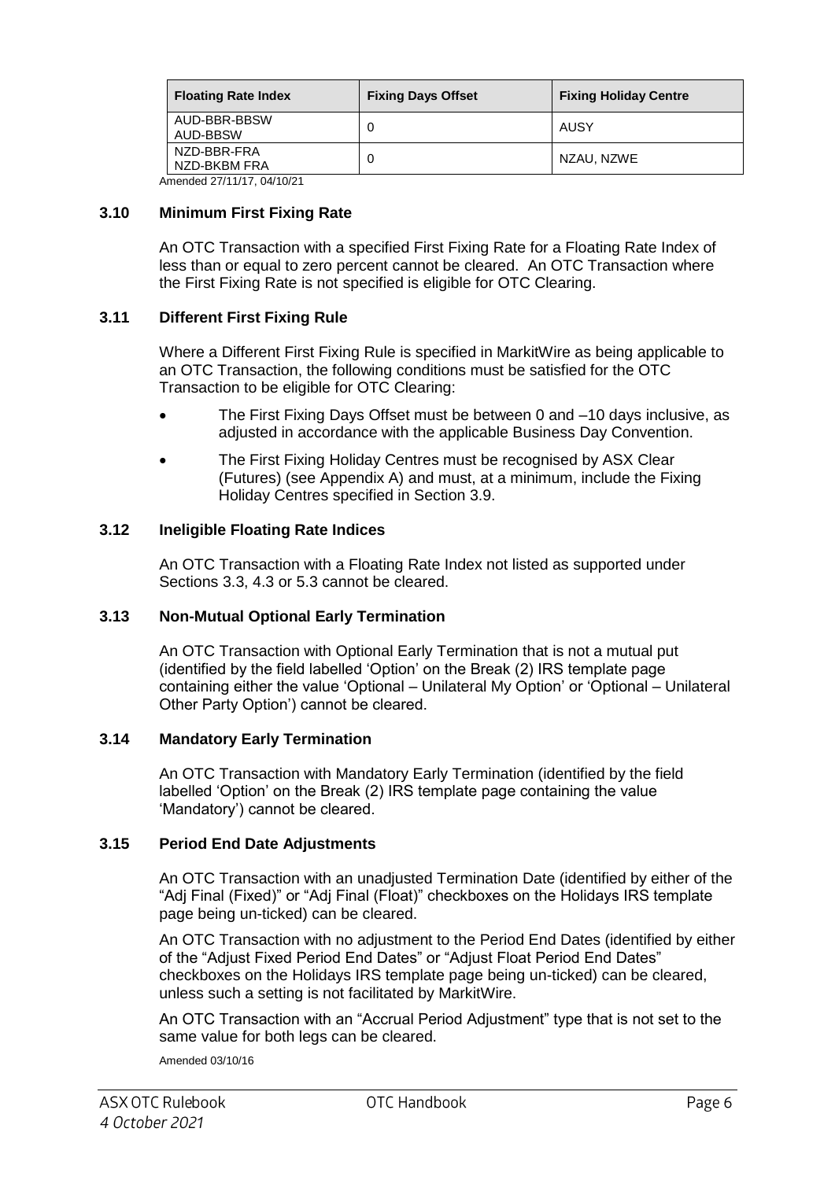| Floating Rate Index | Fixing Days Offset | Fixing Holiday Centre |
| --- | --- | --- |
| AUD-BBR-BBSW AUD-BBSW | 0 | AUSY |
| NZD-BBR-FRA NZD-BKBM FRA | 0 | NZAU, NZWE |

Amended 27/11/17, 04/10/21

### 3.10 Minimum First Fixing Rate

An OTC Transaction with a specified First Fixing Rate for a Floating Rate Index of less than or equal to zero percent cannot be cleared. An OTC Transaction where the First Fixing Rate is not specified is eligible for OTC Clearing.

### 3.11 Different First Fixing Rule

Where a Different First Fixing Rule is specified in MarkitWire as being applicable to an OTC Transaction, the following conditions must be satisfied for the OTC Transaction to be eligible for OTC Clearing:

- The First Fixing Days Offset must be between 0 and –10 days inclusive, as adjusted in accordance with the applicable Business Day Convention.
- The First Fixing Holiday Centres must be recognised by ASX Clear (Futures) (see Appendix A) and must, at a minimum, include the Fixing Holiday Centres specified in Section 3.9.

### 3.12 Ineligible Floating Rate Indices

An OTC Transaction with a Floating Rate Index not listed as supported under Sections 3.3, 4.3 or 5.3 cannot be cleared.

### 3.13 Non-Mutual Optional Early Termination

An OTC Transaction with Optional Early Termination that is not a mutual put (identified by the field labelled 'Option' on the Break (2) IRS template page containing either the value 'Optional – Unilateral My Option' or 'Optional – Unilateral Other Party Option') cannot be cleared.

### 3.14 Mandatory Early Termination

An OTC Transaction with Mandatory Early Termination (identified by the field labelled 'Option' on the Break (2) IRS template page containing the value 'Mandatory') cannot be cleared.

### 3.15 Period End Date Adjustments

An OTC Transaction with an unadjusted Termination Date (identified by either of the "Adj Final (Fixed)" or "Adj Final (Float)" checkboxes on the Holidays IRS template page being un-ticked) can be cleared.

An OTC Transaction with no adjustment to the Period End Dates (identified by either of the "Adjust Fixed Period End Dates" or "Adjust Float Period End Dates" checkboxes on the Holidays IRS template page being un-ticked) can be cleared, unless such a setting is not facilitated by MarkitWire.

An OTC Transaction with an "Accrual Period Adjustment" type that is not set to the same value for both legs can be cleared.

Amended 03/10/16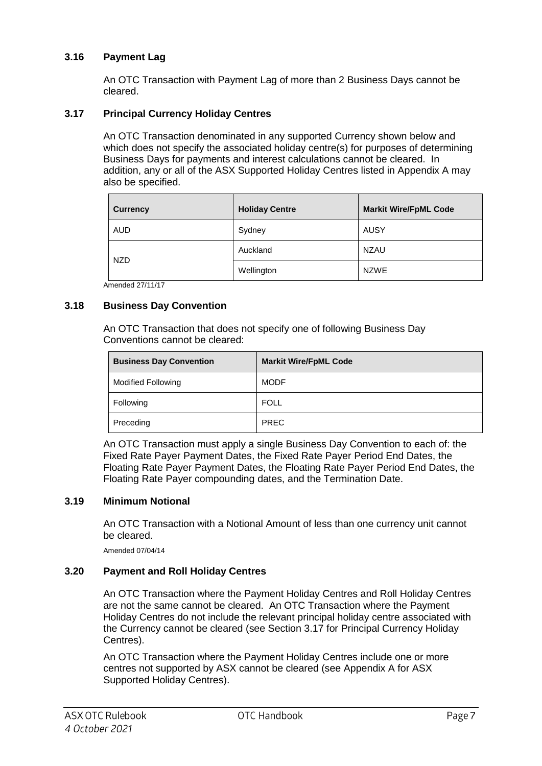### 3.16 Payment Lag

An OTC Transaction with Payment Lag of more than 2 Business Days cannot be cleared.

### 3.17 Principal Currency Holiday Centres

An OTC Transaction denominated in any supported Currency shown below and which does not specify the associated holiday centre(s) for purposes of determining Business Days for payments and interest calculations cannot be cleared. In addition, any or all of the ASX Supported Holiday Centres listed in Appendix A may also be specified.

| Currency | Holiday Centre | Markit Wire/FpML Code |
|---|---|---|
| AUD | Sydney | AUSY |
| NZD | Auckland | NZAU |
| | Wellington | NZWE |

Amended 27/11/17

### 3.18 Business Day Convention

An OTC Transaction that does not specify one of following Business Day Conventions cannot be cleared:

| Business Day Convention | Markit Wire/FpML Code |
|---|---|
| Modified Following | MODF |
| Following | FOLL |
| Preceding | PREC |

An OTC Transaction must apply a single Business Day Convention to each of: the Fixed Rate Payer Payment Dates, the Fixed Rate Payer Period End Dates, the Floating Rate Payer Payment Dates, the Floating Rate Payer Period End Dates, the Floating Rate Payer compounding dates, and the Termination Date.

### 3.19 Minimum Notional

An OTC Transaction with a Notional Amount of less than one currency unit cannot be cleared.

Amended 07/04/14

### 3.20 Payment and Roll Holiday Centres

An OTC Transaction where the Payment Holiday Centres and Roll Holiday Centres are not the same cannot be cleared. An OTC Transaction where the Payment Holiday Centres do not include the relevant principal holiday centre associated with the Currency cannot be cleared (see Section 3.17 for Principal Currency Holiday Centres).

An OTC Transaction where the Payment Holiday Centres include one or more centres not supported by ASX cannot be cleared (see Appendix A for ASX Supported Holiday Centres).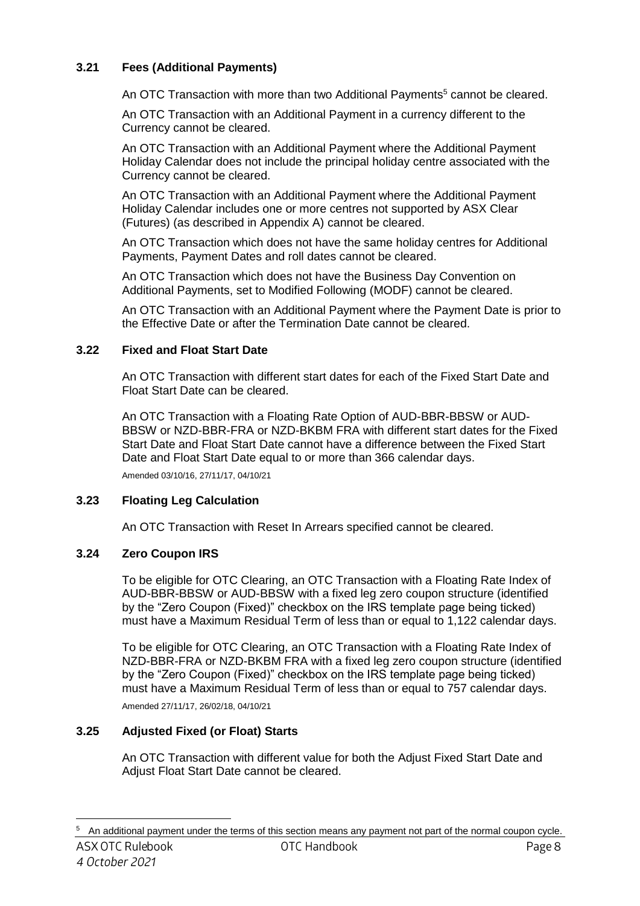### 3.21 Fees (Additional Payments)

An OTC Transaction with more than two Additional Payments[5] cannot be cleared.

An OTC Transaction with an Additional Payment in a currency different to the Currency cannot be cleared.

An OTC Transaction with an Additional Payment where the Additional Payment Holiday Calendar does not include the principal holiday centre associated with the Currency cannot be cleared.

An OTC Transaction with an Additional Payment where the Additional Payment Holiday Calendar includes one or more centres not supported by ASX Clear (Futures) (as described in Appendix A) cannot be cleared.

An OTC Transaction which does not have the same holiday centres for Additional Payments, Payment Dates and roll dates cannot be cleared.

An OTC Transaction which does not have the Business Day Convention on Additional Payments, set to Modified Following (MODF) cannot be cleared.

An OTC Transaction with an Additional Payment where the Payment Date is prior to the Effective Date or after the Termination Date cannot be cleared.

### 3.22 Fixed and Float Start Date

An OTC Transaction with different start dates for each of the Fixed Start Date and Float Start Date can be cleared.

An OTC Transaction with a Floating Rate Option of AUD-BBR-BBSW or AUD-BBSW or NZD-BBR-FRA or NZD-BKBM FRA with different start dates for the Fixed Start Date and Float Start Date cannot have a difference between the Fixed Start Date and Float Start Date equal to or more than 366 calendar days.

Amended 03/10/16, 27/11/17, 04/10/21

### 3.23 Floating Leg Calculation

An OTC Transaction with Reset In Arrears specified cannot be cleared.

### 3.24 Zero Coupon IRS

To be eligible for OTC Clearing, an OTC Transaction with a Floating Rate Index of AUD-BBR-BBSW or AUD-BBSW with a fixed leg zero coupon structure (identified by the "Zero Coupon (Fixed)" checkbox on the IRS template page being ticked) must have a Maximum Residual Term of less than or equal to 1,122 calendar days.

To be eligible for OTC Clearing, an OTC Transaction with a Floating Rate Index of NZD-BBR-FRA or NZD-BKBM FRA with a fixed leg zero coupon structure (identified by the "Zero Coupon (Fixed)" checkbox on the IRS template page being ticked) must have a Maximum Residual Term of less than or equal to 757 calendar days.

Amended 27/11/17, 26/02/18, 04/10/21

### 3.25 Adjusted Fixed (or Float) Starts

An OTC Transaction with different value for both the Adjust Fixed Start Date and Adjust Float Start Date cannot be cleared.

[5] An additional payment under the terms of this section means any payment not part of the normal coupon cycle.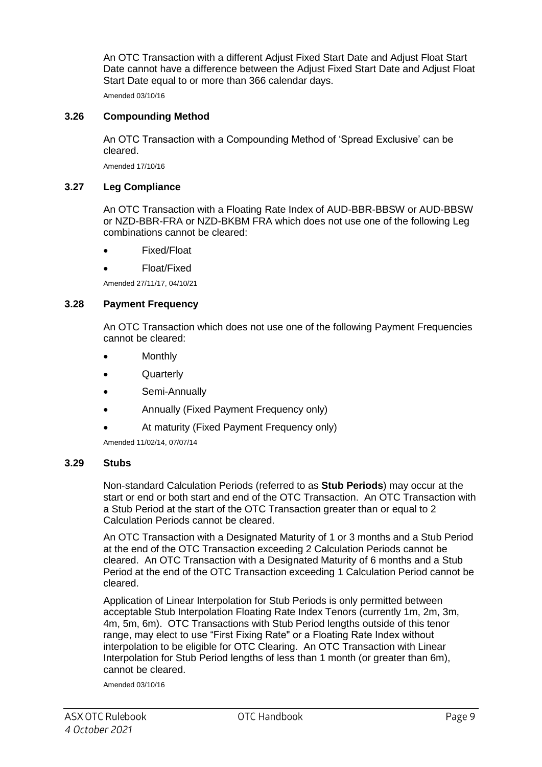An OTC Transaction with a different Adjust Fixed Start Date and Adjust Float Start Date cannot have a difference between the Adjust Fixed Start Date and Adjust Float Start Date equal to or more than 366 calendar days.

Amended 03/10/16

### 3.26 Compounding Method

An OTC Transaction with a Compounding Method of 'Spread Exclusive' can be cleared.

Amended 17/10/16

### 3.27 Leg Compliance

An OTC Transaction with a Floating Rate Index of AUD-BBR-BBSW or AUD-BBSW or NZD-BBR-FRA or NZD-BKBM FRA which does not use one of the following Leg combinations cannot be cleared:

- Fixed/Float
- Float/Fixed

Amended 27/11/17, 04/10/21

### 3.28 Payment Frequency

An OTC Transaction which does not use one of the following Payment Frequencies cannot be cleared:

- Monthly
- Quarterly
- Semi-Annually
- Annually (Fixed Payment Frequency only)
- At maturity (Fixed Payment Frequency only)

Amended 11/02/14, 07/07/14

### 3.29 Stubs

Non-standard Calculation Periods (referred to as **Stub Periods**) may occur at the start or end or both start and end of the OTC Transaction. An OTC Transaction with a Stub Period at the start of the OTC Transaction greater than or equal to 2 Calculation Periods cannot be cleared.

An OTC Transaction with a Designated Maturity of 1 or 3 months and a Stub Period at the end of the OTC Transaction exceeding 2 Calculation Periods cannot be cleared. An OTC Transaction with a Designated Maturity of 6 months and a Stub Period at the end of the OTC Transaction exceeding 1 Calculation Period cannot be cleared.

Application of Linear Interpolation for Stub Periods is only permitted between acceptable Stub Interpolation Floating Rate Index Tenors (currently 1m, 2m, 3m, 4m, 5m, 6m). OTC Transactions with Stub Period lengths outside of this tenor range, may elect to use "First Fixing Rate" or a Floating Rate Index without interpolation to be eligible for OTC Clearing. An OTC Transaction with Linear Interpolation for Stub Period lengths of less than 1 month (or greater than 6m), cannot be cleared.

Amended 03/10/16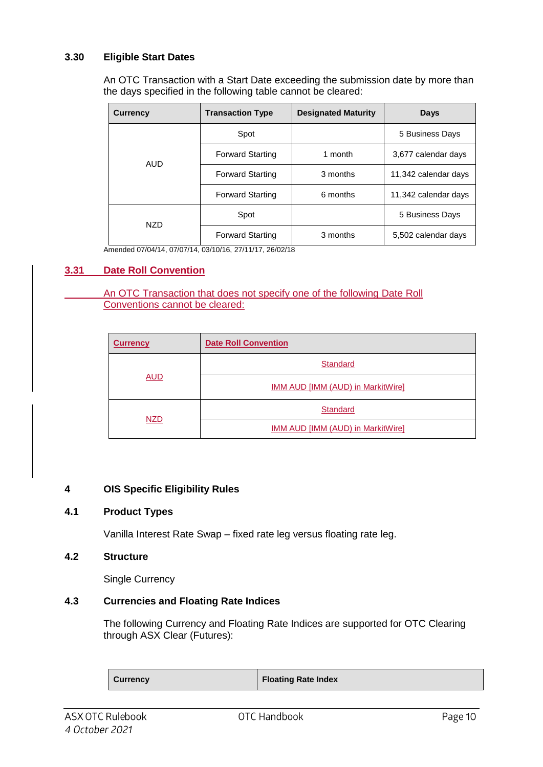### 3.30 Eligible Start Dates

An OTC Transaction with a Start Date exceeding the submission date by more than the days specified in the following table cannot be cleared:

| Currency | Transaction Type | Designated Maturity | Days |
|---|---|---|---|
| AUD | Spot | | 5 Business Days |
| | Forward Starting | 1 month | 3,677 calendar days |
| | Forward Starting | 3 months | 11,342 calendar days |
| | Forward Starting | 6 months | 11,342 calendar days |
| NZD | Spot | | 5 Business Days |
| | Forward Starting | 3 months | 5,502 calendar days |

Amended 07/04/14, 07/07/14, 03/10/16, 27/11/17, 26/02/18

### 3.31 Date Roll Convention

An OTC Transaction that does not specify one of the following Date Roll Conventions cannot be cleared:

| Currency | Date Roll Convention |
|---|---|
| AUD | Standard |
| | IMM AUD [IMM (AUD) in MarkitWire] |
| NZD | Standard |
| | IMM AUD [IMM (AUD) in MarkitWire] |

## 4 OIS Specific Eligibility Rules

### 4.1 Product Types

Vanilla Interest Rate Swap – fixed rate leg versus floating rate leg.

### 4.2 Structure

Single Currency

### 4.3 Currencies and Floating Rate Indices

The following Currency and Floating Rate Indices are supported for OTC Clearing through ASX Clear (Futures):

| Currency | Floating Rate Index |
|---|---|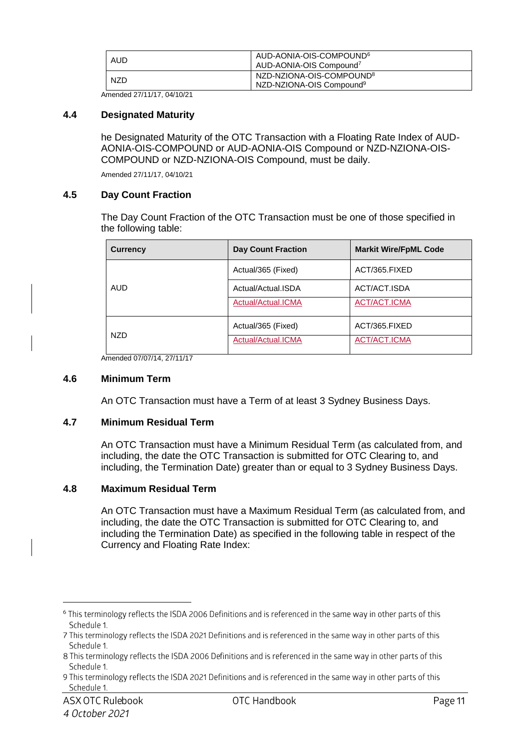| AUD | AUD-AONIA-OIS-COMPOUND[6]<br>AUD-AONIA-OIS Compound[7] |
|---|---|
| NZD | NZD-NZIONA-OIS-COMPOUND[8]<br>NZD-NZIONA-OIS Compound[9] |

Amended 27/11/17, 04/10/21

### 4.4 Designated Maturity

he Designated Maturity of the OTC Transaction with a Floating Rate Index of AUD-AONIA-OIS-COMPOUND or AUD-AONIA-OIS Compound or NZD-NZIONA-OIS-COMPOUND or NZD-NZIONA-OIS Compound, must be daily.

Amended 27/11/17, 04/10/21

### 4.5 Day Count Fraction

The Day Count Fraction of the OTC Transaction must be one of those specified in the following table:

| Currency | Day Count Fraction | Markit Wire/FpML Code |
|---|---|---|
| AUD | Actual/365 (Fixed) | ACT/365.FIXED |
| | Actual/Actual.ISDA | ACT/ACT.ISDA |
| | Actual/Actual.ICMA | ACT/ACT.ICMA |
| NZD | Actual/365 (Fixed) | ACT/365.FIXED |
| | Actual/Actual.ICMA | ACT/ACT.ICMA |

Amended 07/07/14, 27/11/17

### 4.6 Minimum Term

An OTC Transaction must have a Term of at least 3 Sydney Business Days.

### 4.7 Minimum Residual Term

An OTC Transaction must have a Minimum Residual Term (as calculated from, and including, the date the OTC Transaction is submitted for OTC Clearing to, and including, the Termination Date) greater than or equal to 3 Sydney Business Days.

### 4.8 Maximum Residual Term

An OTC Transaction must have a Maximum Residual Term (as calculated from, and including, the date the OTC Transaction is submitted for OTC Clearing to, and including the Termination Date) as specified in the following table in respect of the Currency and Floating Rate Index:

---

[6] This terminology reflects the ISDA 2006 Definitions and is referenced in the same way in other parts of this Schedule 1.

[7] This terminology reflects the ISDA 2021 Definitions and is referenced in the same way in other parts of this Schedule 1.

[8] This terminology reflects the ISDA 2006 Definitions and is referenced in the same way in other parts of this Schedule 1.

[9] This terminology reflects the ISDA 2021 Definitions and is referenced in the same way in other parts of this Schedule 1.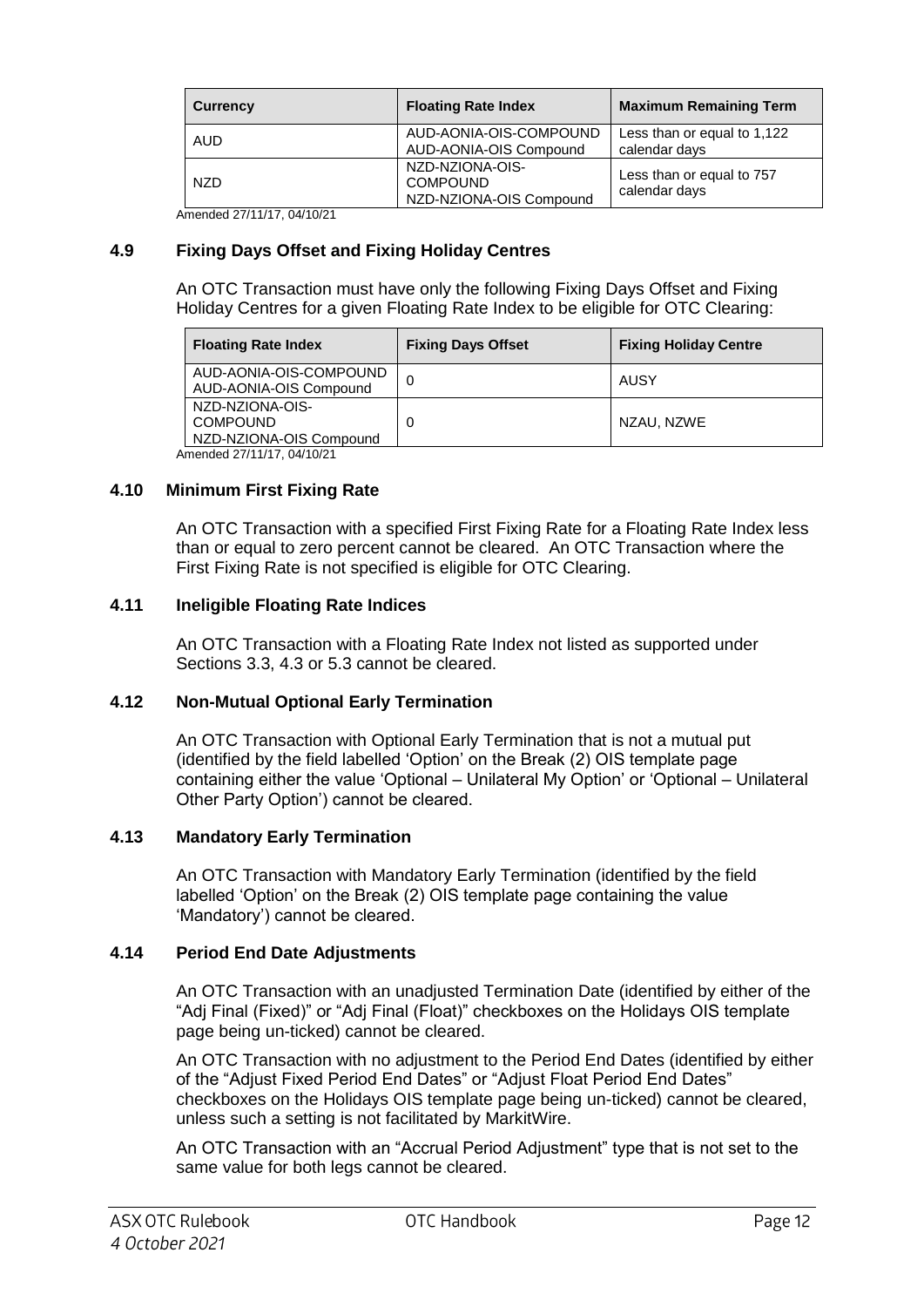| Currency | Floating Rate Index | Maximum Remaining Term |
|---|---|---|
| AUD | AUD-AONIA-OIS-COMPOUND<br>AUD-AONIA-OIS Compound | Less than or equal to 1,122 calendar days |
| NZD | NZD-NZIONA-OIS-COMPOUND<br>NZD-NZIONA-OIS Compound | Less than or equal to 757 calendar days |

Amended 27/11/17, 04/10/21

### 4.9 Fixing Days Offset and Fixing Holiday Centres

An OTC Transaction must have only the following Fixing Days Offset and Fixing Holiday Centres for a given Floating Rate Index to be eligible for OTC Clearing:

| Floating Rate Index | Fixing Days Offset | Fixing Holiday Centre |
|---|---|---|
| AUD-AONIA-OIS-COMPOUND<br>AUD-AONIA-OIS Compound | 0 | AUSY |
| NZD-NZIONA-OIS-COMPOUND<br>NZD-NZIONA-OIS Compound | 0 | NZAU, NZWE |

Amended 27/11/17, 04/10/21

### 4.10 Minimum First Fixing Rate

An OTC Transaction with a specified First Fixing Rate for a Floating Rate Index less than or equal to zero percent cannot be cleared. An OTC Transaction where the First Fixing Rate is not specified is eligible for OTC Clearing.

### 4.11 Ineligible Floating Rate Indices

An OTC Transaction with a Floating Rate Index not listed as supported under Sections 3.3, 4.3 or 5.3 cannot be cleared.

### 4.12 Non-Mutual Optional Early Termination

An OTC Transaction with Optional Early Termination that is not a mutual put (identified by the field labelled 'Option' on the Break (2) OIS template page containing either the value 'Optional – Unilateral My Option' or 'Optional – Unilateral Other Party Option') cannot be cleared.

### 4.13 Mandatory Early Termination

An OTC Transaction with Mandatory Early Termination (identified by the field labelled 'Option' on the Break (2) OIS template page containing the value 'Mandatory') cannot be cleared.

### 4.14 Period End Date Adjustments

An OTC Transaction with an unadjusted Termination Date (identified by either of the "Adj Final (Fixed)" or "Adj Final (Float)" checkboxes on the Holidays OIS template page being un-ticked) cannot be cleared.

An OTC Transaction with no adjustment to the Period End Dates (identified by either of the "Adjust Fixed Period End Dates" or "Adjust Float Period End Dates" checkboxes on the Holidays OIS template page being un-ticked) cannot be cleared, unless such a setting is not facilitated by MarkitWire.

An OTC Transaction with an "Accrual Period Adjustment" type that is not set to the same value for both legs cannot be cleared.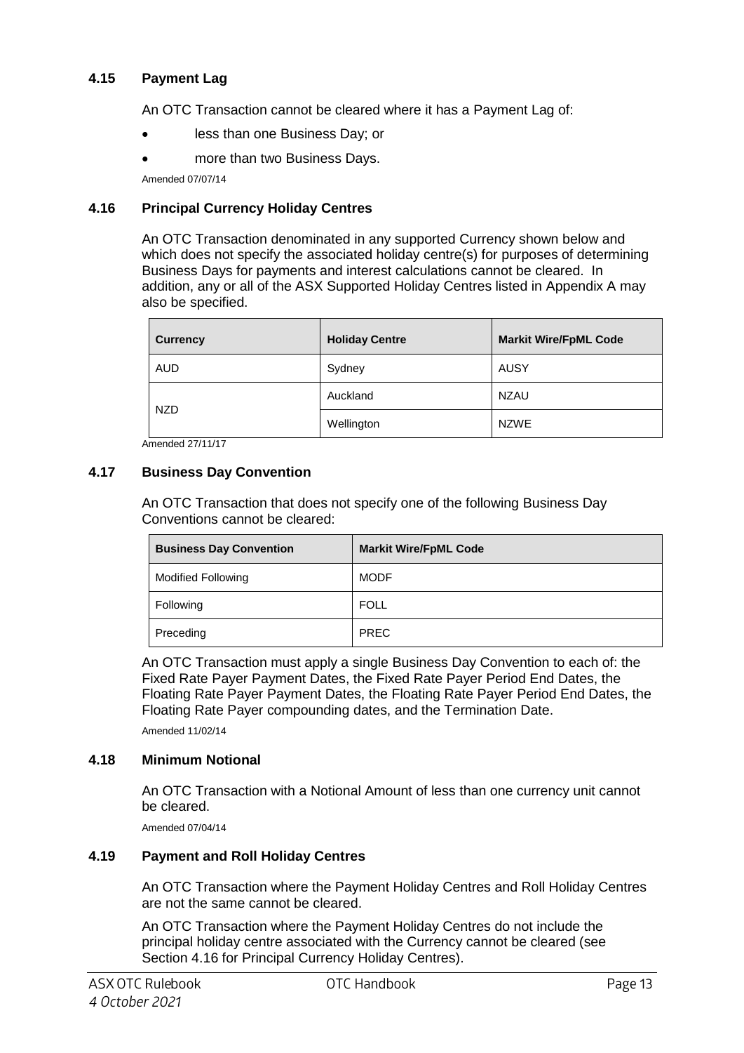### 4.15 Payment Lag

An OTC Transaction cannot be cleared where it has a Payment Lag of:

- less than one Business Day; or
- more than two Business Days.

Amended 07/07/14

### 4.16 Principal Currency Holiday Centres

An OTC Transaction denominated in any supported Currency shown below and which does not specify the associated holiday centre(s) for purposes of determining Business Days for payments and interest calculations cannot be cleared. In addition, any or all of the ASX Supported Holiday Centres listed in Appendix A may also be specified.

| Currency | Holiday Centre | Markit Wire/FpML Code |
|---|---|---|
| AUD | Sydney | AUSY |
| NZD | Auckland | NZAU |
| | Wellington | NZWE |

Amended 27/11/17

### 4.17 Business Day Convention

An OTC Transaction that does not specify one of the following Business Day Conventions cannot be cleared:

| Business Day Convention | Markit Wire/FpML Code |
|---|---|
| Modified Following | MODF |
| Following | FOLL |
| Preceding | PREC |

An OTC Transaction must apply a single Business Day Convention to each of: the Fixed Rate Payer Payment Dates, the Fixed Rate Payer Period End Dates, the Floating Rate Payer Payment Dates, the Floating Rate Payer Period End Dates, the Floating Rate Payer compounding dates, and the Termination Date.

Amended 11/02/14

### 4.18 Minimum Notional

An OTC Transaction with a Notional Amount of less than one currency unit cannot be cleared.

Amended 07/04/14

### 4.19 Payment and Roll Holiday Centres

An OTC Transaction where the Payment Holiday Centres and Roll Holiday Centres are not the same cannot be cleared.

An OTC Transaction where the Payment Holiday Centres do not include the principal holiday centre associated with the Currency cannot be cleared (see Section 4.16 for Principal Currency Holiday Centres).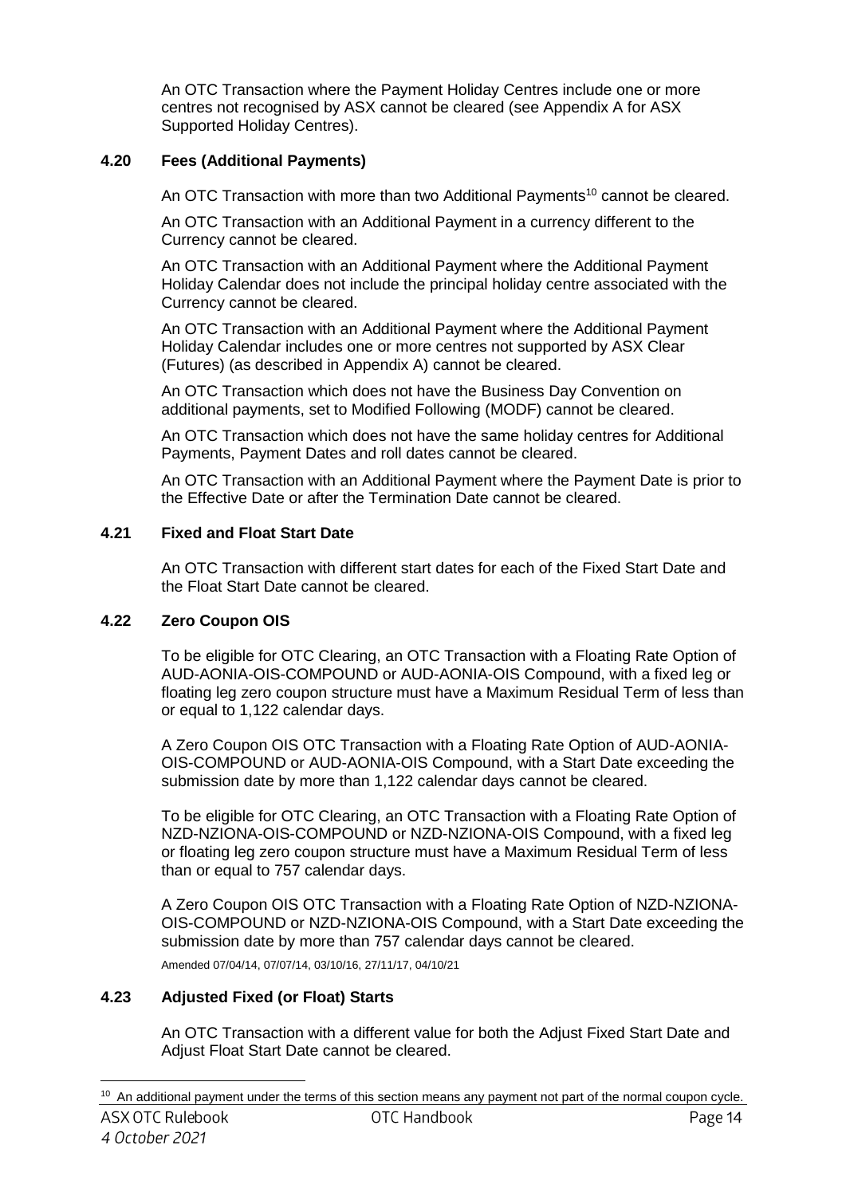An OTC Transaction where the Payment Holiday Centres include one or more centres not recognised by ASX cannot be cleared (see Appendix A for ASX Supported Holiday Centres).

### 4.20 Fees (Additional Payments)

An OTC Transaction with more than two Additional Payments[10] cannot be cleared.

An OTC Transaction with an Additional Payment in a currency different to the Currency cannot be cleared.

An OTC Transaction with an Additional Payment where the Additional Payment Holiday Calendar does not include the principal holiday centre associated with the Currency cannot be cleared.

An OTC Transaction with an Additional Payment where the Additional Payment Holiday Calendar includes one or more centres not supported by ASX Clear (Futures) (as described in Appendix A) cannot be cleared.

An OTC Transaction which does not have the Business Day Convention on additional payments, set to Modified Following (MODF) cannot be cleared.

An OTC Transaction which does not have the same holiday centres for Additional Payments, Payment Dates and roll dates cannot be cleared.

An OTC Transaction with an Additional Payment where the Payment Date is prior to the Effective Date or after the Termination Date cannot be cleared.

### 4.21 Fixed and Float Start Date

An OTC Transaction with different start dates for each of the Fixed Start Date and the Float Start Date cannot be cleared.

### 4.22 Zero Coupon OIS

To be eligible for OTC Clearing, an OTC Transaction with a Floating Rate Option of AUD-AONIA-OIS-COMPOUND or AUD-AONIA-OIS Compound, with a fixed leg or floating leg zero coupon structure must have a Maximum Residual Term of less than or equal to 1,122 calendar days.

A Zero Coupon OIS OTC Transaction with a Floating Rate Option of AUD-AONIA-OIS-COMPOUND or AUD-AONIA-OIS Compound, with a Start Date exceeding the submission date by more than 1,122 calendar days cannot be cleared.

To be eligible for OTC Clearing, an OTC Transaction with a Floating Rate Option of NZD-NZIONA-OIS-COMPOUND or NZD-NZIONA-OIS Compound, with a fixed leg or floating leg zero coupon structure must have a Maximum Residual Term of less than or equal to 757 calendar days.

A Zero Coupon OIS OTC Transaction with a Floating Rate Option of NZD-NZIONA-OIS-COMPOUND or NZD-NZIONA-OIS Compound, with a Start Date exceeding the submission date by more than 757 calendar days cannot be cleared.

Amended 07/04/14, 07/07/14, 03/10/16, 27/11/17, 04/10/21

### 4.23 Adjusted Fixed (or Float) Starts

An OTC Transaction with a different value for both the Adjust Fixed Start Date and Adjust Float Start Date cannot be cleared.

---

[10] An additional payment under the terms of this section means any payment not part of the normal coupon cycle.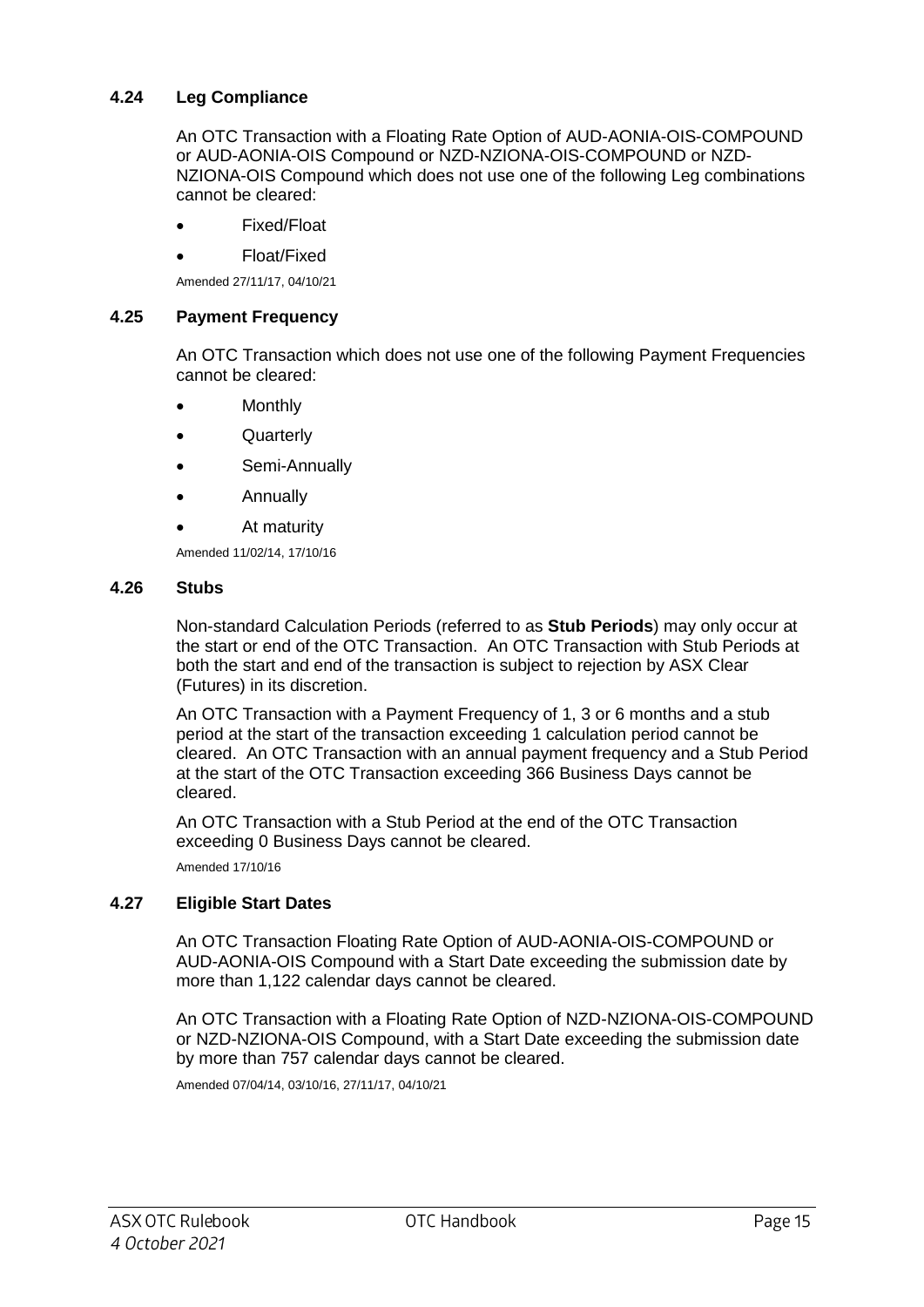### 4.24 Leg Compliance

An OTC Transaction with a Floating Rate Option of AUD-AONIA-OIS-COMPOUND or AUD-AONIA-OIS Compound or NZD-NZIONA-OIS-COMPOUND or NZD-NZIONA-OIS Compound which does not use one of the following Leg combinations cannot be cleared:

- Fixed/Float
- Float/Fixed

Amended 27/11/17, 04/10/21

### 4.25 Payment Frequency

An OTC Transaction which does not use one of the following Payment Frequencies cannot be cleared:

- Monthly
- Quarterly
- Semi-Annually
- Annually
- At maturity

Amended 11/02/14, 17/10/16

### 4.26 Stubs

Non-standard Calculation Periods (referred to as **Stub Periods**) may only occur at the start or end of the OTC Transaction. An OTC Transaction with Stub Periods at both the start and end of the transaction is subject to rejection by ASX Clear (Futures) in its discretion.

An OTC Transaction with a Payment Frequency of 1, 3 or 6 months and a stub period at the start of the transaction exceeding 1 calculation period cannot be cleared. An OTC Transaction with an annual payment frequency and a Stub Period at the start of the OTC Transaction exceeding 366 Business Days cannot be cleared.

An OTC Transaction with a Stub Period at the end of the OTC Transaction exceeding 0 Business Days cannot be cleared.

Amended 17/10/16

### 4.27 Eligible Start Dates

An OTC Transaction Floating Rate Option of AUD-AONIA-OIS-COMPOUND or AUD-AONIA-OIS Compound with a Start Date exceeding the submission date by more than 1,122 calendar days cannot be cleared.

An OTC Transaction with a Floating Rate Option of NZD-NZIONA-OIS-COMPOUND or NZD-NZIONA-OIS Compound, with a Start Date exceeding the submission date by more than 757 calendar days cannot be cleared.

Amended 07/04/14, 03/10/16, 27/11/17, 04/10/21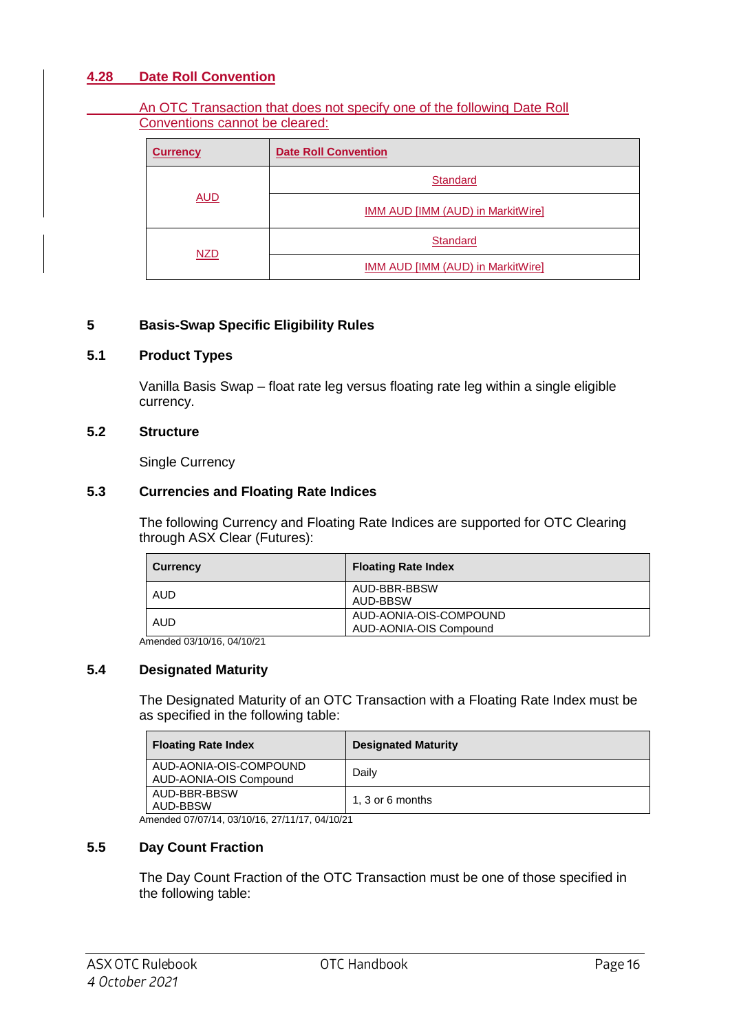### 4.28 Date Roll Convention

An OTC Transaction that does not specify one of the following Date Roll Conventions cannot be cleared:

| Currency | Date Roll Convention |
|---|---|
| AUD | Standard |
| | IMM AUD [IMM (AUD) in MarkitWire] |
| NZD | Standard |
| | IMM AUD [IMM (AUD) in MarkitWire] |

## 5 Basis-Swap Specific Eligibility Rules

### 5.1 Product Types

Vanilla Basis Swap – float rate leg versus floating rate leg within a single eligible currency.

### 5.2 Structure

Single Currency

### 5.3 Currencies and Floating Rate Indices

The following Currency and Floating Rate Indices are supported for OTC Clearing through ASX Clear (Futures):

| Currency | Floating Rate Index |
|---|---|
| AUD | AUD-BBR-BBSW<br>AUD-BBSW |
| AUD | AUD-AONIA-OIS-COMPOUND<br>AUD-AONIA-OIS Compound |

Amended 03/10/16, 04/10/21

### 5.4 Designated Maturity

The Designated Maturity of an OTC Transaction with a Floating Rate Index must be as specified in the following table:

| Floating Rate Index | Designated Maturity |
|---|---|
| AUD-AONIA-OIS-COMPOUND<br>AUD-AONIA-OIS Compound | Daily |
| AUD-BBR-BBSW<br>AUD-BBSW | 1, 3 or 6 months |

Amended 07/07/14, 03/10/16, 27/11/17, 04/10/21

### 5.5 Day Count Fraction

The Day Count Fraction of the OTC Transaction must be one of those specified in the following table: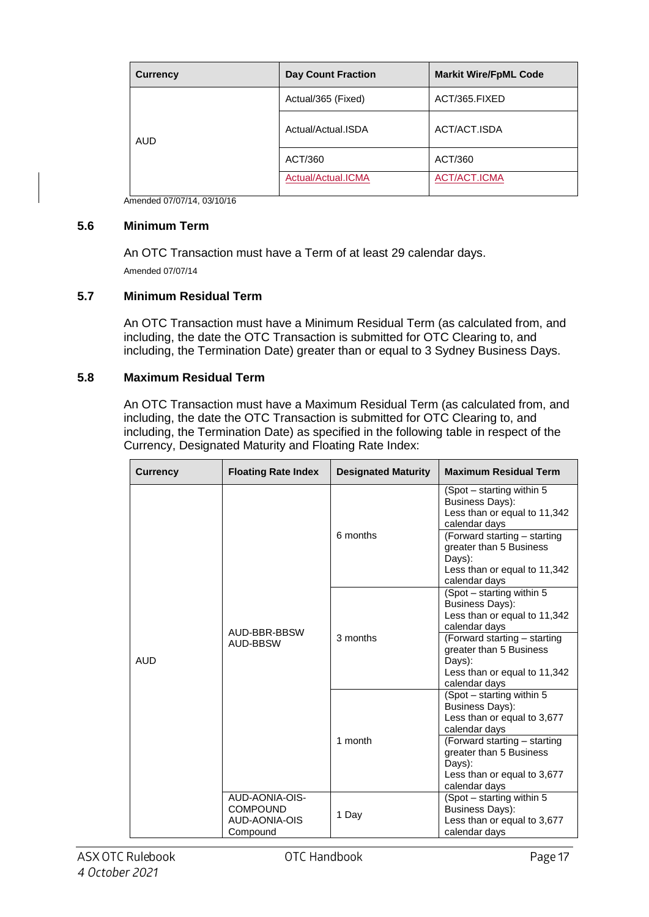| Currency | Day Count Fraction | Markit Wire/FpML Code |
| --- | --- | --- |
| AUD | Actual/365 (Fixed) | ACT/365.FIXED |
| | Actual/Actual.ISDA | ACT/ACT.ISDA |
| | ACT/360 | ACT/360 |
| | Actual/Actual.ICMA | ACT/ACT.ICMA |

Amended 07/07/14, 03/10/16

### 5.6 Minimum Term

An OTC Transaction must have a Term of at least 29 calendar days.

Amended 07/07/14

### 5.7 Minimum Residual Term

An OTC Transaction must have a Minimum Residual Term (as calculated from, and including, the date the OTC Transaction is submitted for OTC Clearing to, and including, the Termination Date) greater than or equal to 3 Sydney Business Days.

### 5.8 Maximum Residual Term

An OTC Transaction must have a Maximum Residual Term (as calculated from, and including, the date the OTC Transaction is submitted for OTC Clearing to, and including, the Termination Date) as specified in the following table in respect of the Currency, Designated Maturity and Floating Rate Index:

| Currency | Floating Rate Index | Designated Maturity | Maximum Residual Term |
| --- | --- | --- | --- |
| AUD | AUD-BBR-BBSW<br>AUD-BBSW | 6 months | (Spot – starting within 5 Business Days):<br>Less than or equal to 11,342 calendar days |
| | | | (Forward starting – starting greater than 5 Business Days):<br>Less than or equal to 11,342 calendar days |
| | | 3 months | (Spot – starting within 5 Business Days):<br>Less than or equal to 11,342 calendar days |
| | | | (Forward starting – starting greater than 5 Business Days):<br>Less than or equal to 11,342 calendar days |
| | | 1 month | (Spot – starting within 5 Business Days):<br>Less than or equal to 3,677 calendar days |
| | | | (Forward starting – starting greater than 5 Business Days):<br>Less than or equal to 3,677 calendar days |
| | AUD-AONIA-OIS-COMPOUND<br>AUD-AONIA-OIS Compound | 1 Day | (Spot – starting within 5 Business Days):<br>Less than or equal to 3,677 calendar days |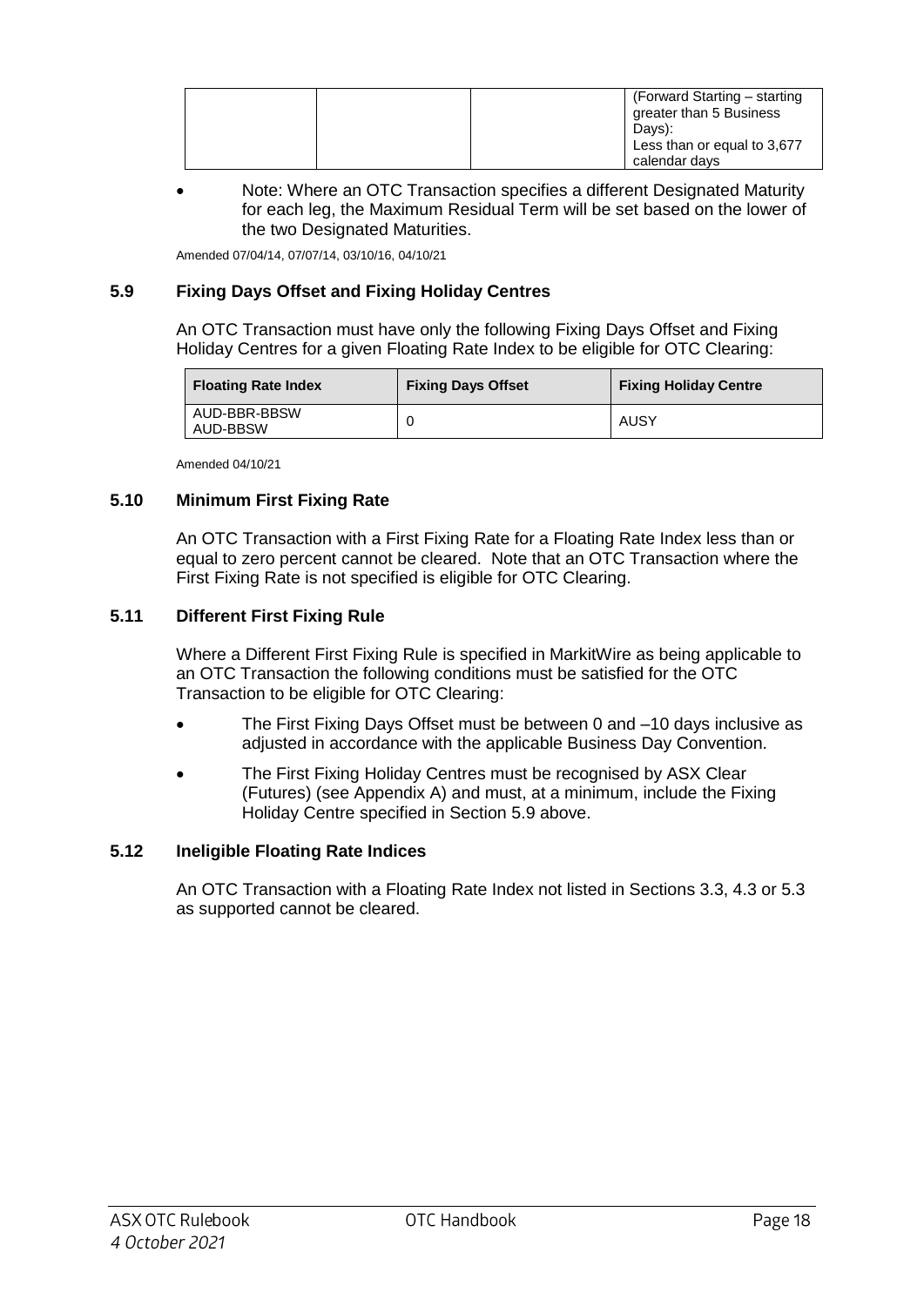| | | | (Forward Starting – starting greater than 5 Business Days): Less than or equal to 3,677 calendar days |
|---|---|---|---|

- Note: Where an OTC Transaction specifies a different Designated Maturity for each leg, the Maximum Residual Term will be set based on the lower of the two Designated Maturities.

Amended 07/04/14, 07/07/14, 03/10/16, 04/10/21

### 5.9 Fixing Days Offset and Fixing Holiday Centres

An OTC Transaction must have only the following Fixing Days Offset and Fixing Holiday Centres for a given Floating Rate Index to be eligible for OTC Clearing:

| Floating Rate Index | Fixing Days Offset | Fixing Holiday Centre |
|---|---|---|
| AUD-BBR-BBSW AUD-BBSW | 0 | AUSY |

Amended 04/10/21

### 5.10 Minimum First Fixing Rate

An OTC Transaction with a First Fixing Rate for a Floating Rate Index less than or equal to zero percent cannot be cleared. Note that an OTC Transaction where the First Fixing Rate is not specified is eligible for OTC Clearing.

### 5.11 Different First Fixing Rule

Where a Different First Fixing Rule is specified in MarkitWire as being applicable to an OTC Transaction the following conditions must be satisfied for the OTC Transaction to be eligible for OTC Clearing:

- The First Fixing Days Offset must be between 0 and –10 days inclusive as adjusted in accordance with the applicable Business Day Convention.
- The First Fixing Holiday Centres must be recognised by ASX Clear (Futures) (see Appendix A) and must, at a minimum, include the Fixing Holiday Centre specified in Section 5.9 above.

### 5.12 Ineligible Floating Rate Indices

An OTC Transaction with a Floating Rate Index not listed in Sections 3.3, 4.3 or 5.3 as supported cannot be cleared.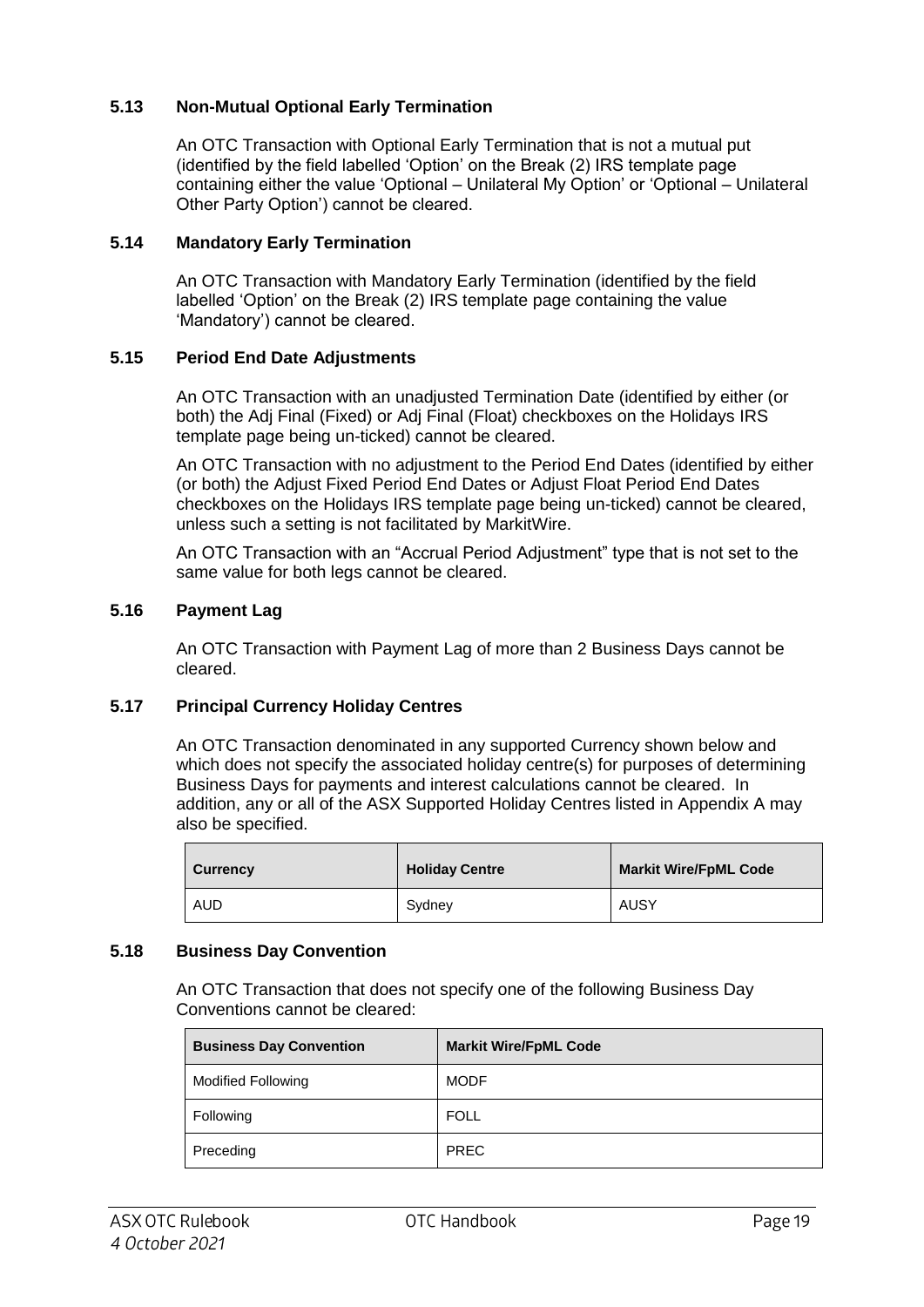### 5.13 Non-Mutual Optional Early Termination

An OTC Transaction with Optional Early Termination that is not a mutual put (identified by the field labelled 'Option' on the Break (2) IRS template page containing either the value 'Optional – Unilateral My Option' or 'Optional – Unilateral Other Party Option') cannot be cleared.

### 5.14 Mandatory Early Termination

An OTC Transaction with Mandatory Early Termination (identified by the field labelled 'Option' on the Break (2) IRS template page containing the value 'Mandatory') cannot be cleared.

### 5.15 Period End Date Adjustments

An OTC Transaction with an unadjusted Termination Date (identified by either (or both) the Adj Final (Fixed) or Adj Final (Float) checkboxes on the Holidays IRS template page being un-ticked) cannot be cleared.

An OTC Transaction with no adjustment to the Period End Dates (identified by either (or both) the Adjust Fixed Period End Dates or Adjust Float Period End Dates checkboxes on the Holidays IRS template page being un-ticked) cannot be cleared, unless such a setting is not facilitated by MarkitWire.

An OTC Transaction with an "Accrual Period Adjustment" type that is not set to the same value for both legs cannot be cleared.

### 5.16 Payment Lag

An OTC Transaction with Payment Lag of more than 2 Business Days cannot be cleared.

### 5.17 Principal Currency Holiday Centres

An OTC Transaction denominated in any supported Currency shown below and which does not specify the associated holiday centre(s) for purposes of determining Business Days for payments and interest calculations cannot be cleared. In addition, any or all of the ASX Supported Holiday Centres listed in Appendix A may also be specified.

| Currency | Holiday Centre | Markit Wire/FpML Code |
| --- | --- | --- |
| AUD | Sydney | AUSY |

### 5.18 Business Day Convention

An OTC Transaction that does not specify one of the following Business Day Conventions cannot be cleared:

| Business Day Convention | Markit Wire/FpML Code |
| --- | --- |
| Modified Following | MODF |
| Following | FOLL |
| Preceding | PREC |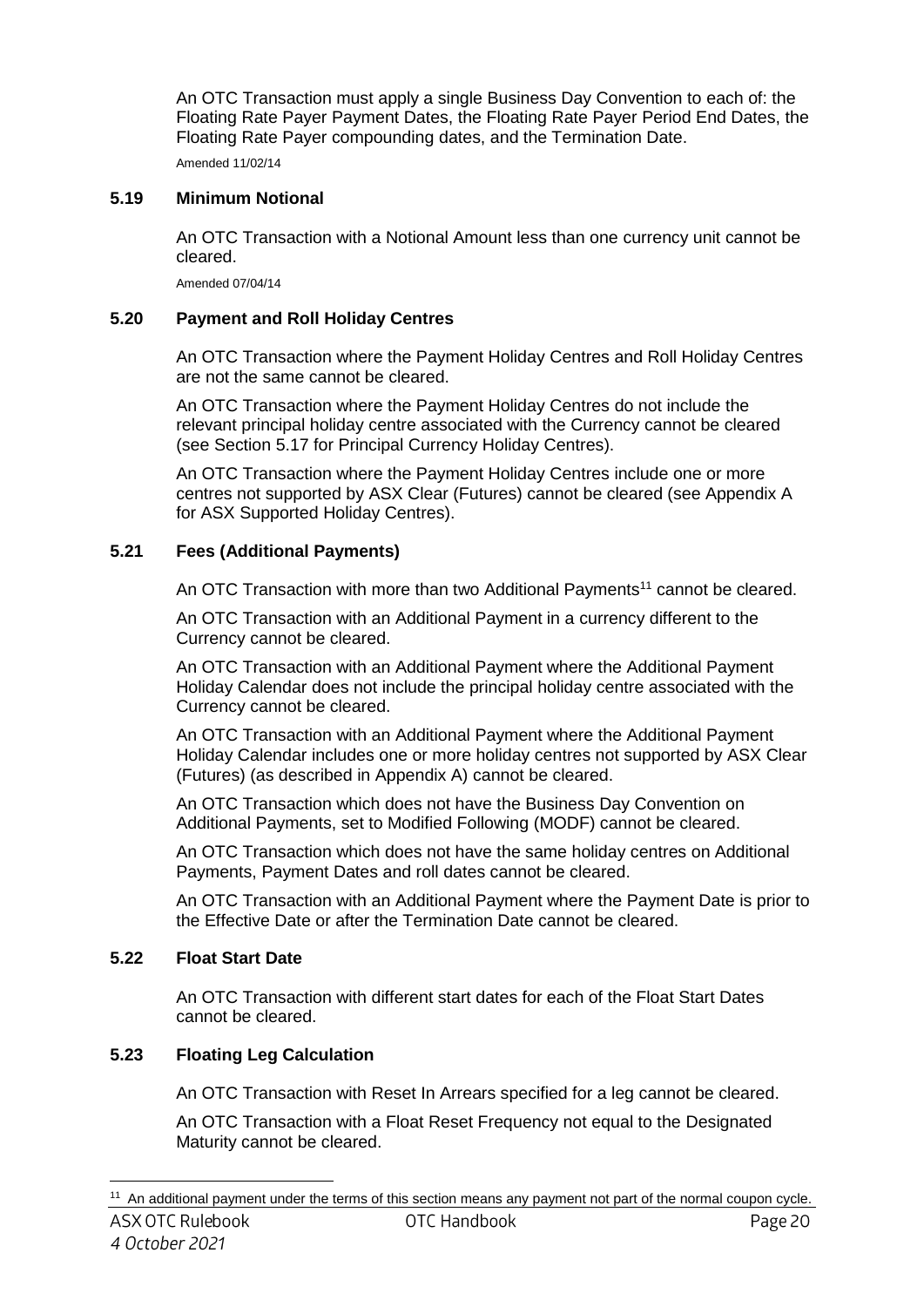An OTC Transaction must apply a single Business Day Convention to each of: the Floating Rate Payer Payment Dates, the Floating Rate Payer Period End Dates, the Floating Rate Payer compounding dates, and the Termination Date.

Amended 11/02/14

### 5.19 Minimum Notional

An OTC Transaction with a Notional Amount less than one currency unit cannot be cleared.

Amended 07/04/14

### 5.20 Payment and Roll Holiday Centres

An OTC Transaction where the Payment Holiday Centres and Roll Holiday Centres are not the same cannot be cleared.

An OTC Transaction where the Payment Holiday Centres do not include the relevant principal holiday centre associated with the Currency cannot be cleared (see Section 5.17 for Principal Currency Holiday Centres).

An OTC Transaction where the Payment Holiday Centres include one or more centres not supported by ASX Clear (Futures) cannot be cleared (see Appendix A for ASX Supported Holiday Centres).

### 5.21 Fees (Additional Payments)

An OTC Transaction with more than two Additional Payments[11] cannot be cleared.

An OTC Transaction with an Additional Payment in a currency different to the Currency cannot be cleared.

An OTC Transaction with an Additional Payment where the Additional Payment Holiday Calendar does not include the principal holiday centre associated with the Currency cannot be cleared.

An OTC Transaction with an Additional Payment where the Additional Payment Holiday Calendar includes one or more holiday centres not supported by ASX Clear (Futures) (as described in Appendix A) cannot be cleared.

An OTC Transaction which does not have the Business Day Convention on Additional Payments, set to Modified Following (MODF) cannot be cleared.

An OTC Transaction which does not have the same holiday centres on Additional Payments, Payment Dates and roll dates cannot be cleared.

An OTC Transaction with an Additional Payment where the Payment Date is prior to the Effective Date or after the Termination Date cannot be cleared.

### 5.22 Float Start Date

An OTC Transaction with different start dates for each of the Float Start Dates cannot be cleared.

### 5.23 Floating Leg Calculation

An OTC Transaction with Reset In Arrears specified for a leg cannot be cleared.

An OTC Transaction with a Float Reset Frequency not equal to the Designated Maturity cannot be cleared.

[11] An additional payment under the terms of this section means any payment not part of the normal coupon cycle.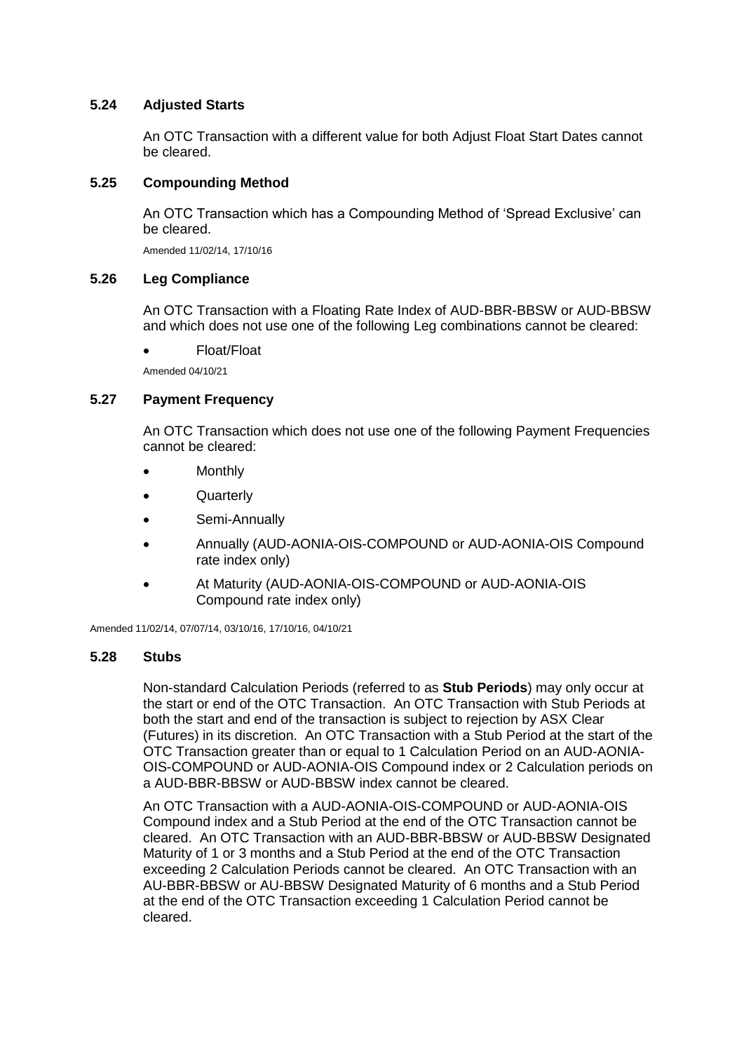### 5.24 Adjusted Starts

An OTC Transaction with a different value for both Adjust Float Start Dates cannot be cleared.

### 5.25 Compounding Method

An OTC Transaction which has a Compounding Method of 'Spread Exclusive' can be cleared.

Amended 11/02/14, 17/10/16

### 5.26 Leg Compliance

An OTC Transaction with a Floating Rate Index of AUD-BBR-BBSW or AUD-BBSW and which does not use one of the following Leg combinations cannot be cleared:

- Float/Float

Amended 04/10/21

### 5.27 Payment Frequency

An OTC Transaction which does not use one of the following Payment Frequencies cannot be cleared:

- Monthly
- Quarterly
- Semi-Annually
- Annually (AUD-AONIA-OIS-COMPOUND or AUD-AONIA-OIS Compound rate index only)
- At Maturity (AUD-AONIA-OIS-COMPOUND or AUD-AONIA-OIS Compound rate index only)

Amended 11/02/14, 07/07/14, 03/10/16, 17/10/16, 04/10/21

### 5.28 Stubs

Non-standard Calculation Periods (referred to as **Stub Periods**) may only occur at the start or end of the OTC Transaction. An OTC Transaction with Stub Periods at both the start and end of the transaction is subject to rejection by ASX Clear (Futures) in its discretion. An OTC Transaction with a Stub Period at the start of the OTC Transaction greater than or equal to 1 Calculation Period on an AUD-AONIA-OIS-COMPOUND or AUD-AONIA-OIS Compound index or 2 Calculation periods on a AUD-BBR-BBSW or AUD-BBSW index cannot be cleared.

An OTC Transaction with a AUD-AONIA-OIS-COMPOUND or AUD-AONIA-OIS Compound index and a Stub Period at the end of the OTC Transaction cannot be cleared. An OTC Transaction with an AUD-BBR-BBSW or AUD-BBSW Designated Maturity of 1 or 3 months and a Stub Period at the end of the OTC Transaction exceeding 2 Calculation Periods cannot be cleared. An OTC Transaction with an AU-BBR-BBSW or AU-BBSW Designated Maturity of 6 months and a Stub Period at the end of the OTC Transaction exceeding 1 Calculation Period cannot be cleared.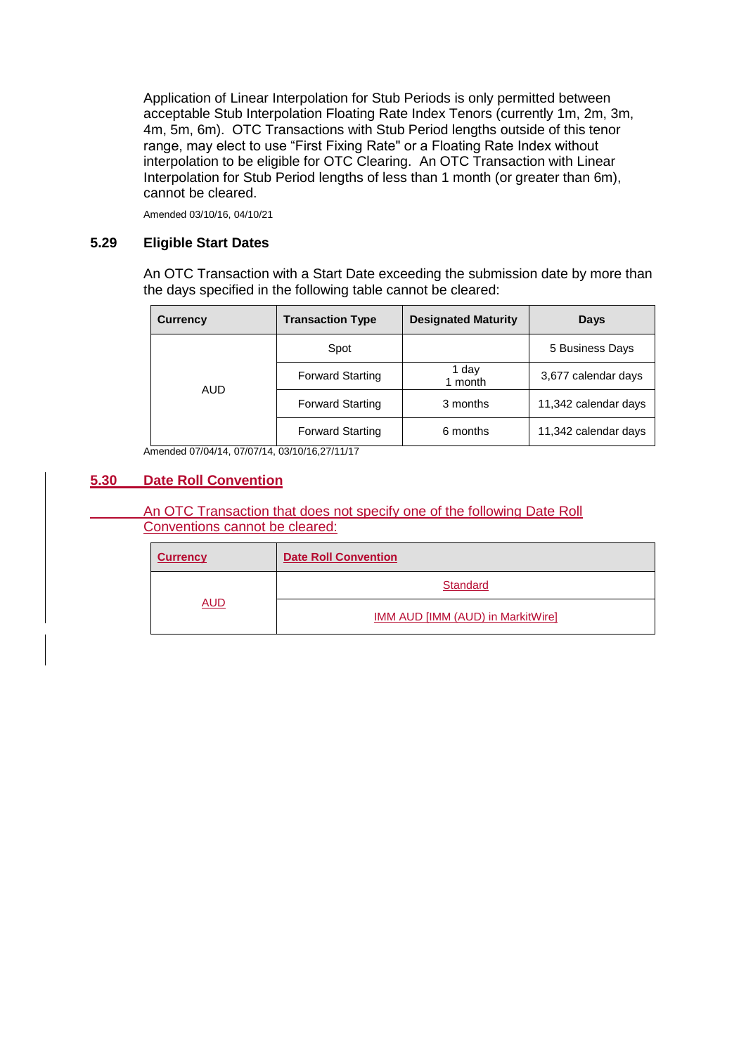Application of Linear Interpolation for Stub Periods is only permitted between acceptable Stub Interpolation Floating Rate Index Tenors (currently 1m, 2m, 3m, 4m, 5m, 6m). OTC Transactions with Stub Period lengths outside of this tenor range, may elect to use "First Fixing Rate" or a Floating Rate Index without interpolation to be eligible for OTC Clearing. An OTC Transaction with Linear Interpolation for Stub Period lengths of less than 1 month (or greater than 6m), cannot be cleared.

Amended 03/10/16, 04/10/21

### 5.29 Eligible Start Dates

An OTC Transaction with a Start Date exceeding the submission date by more than the days specified in the following table cannot be cleared:

| Currency | Transaction Type | Designated Maturity | Days |
|---|---|---|---|
| AUD | Spot | | 5 Business Days |
| | Forward Starting | 1 day<br>1 month | 3,677 calendar days |
| | Forward Starting | 3 months | 11,342 calendar days |
| | Forward Starting | 6 months | 11,342 calendar days |

Amended 07/04/14, 07/07/14, 03/10/16,27/11/17

### 5.30 Date Roll Convention

An OTC Transaction that does not specify one of the following Date Roll Conventions cannot be cleared:

| Currency | Date Roll Convention |
|---|---|
| AUD | Standard |
| | IMM AUD [IMM (AUD) in MarkitWire] |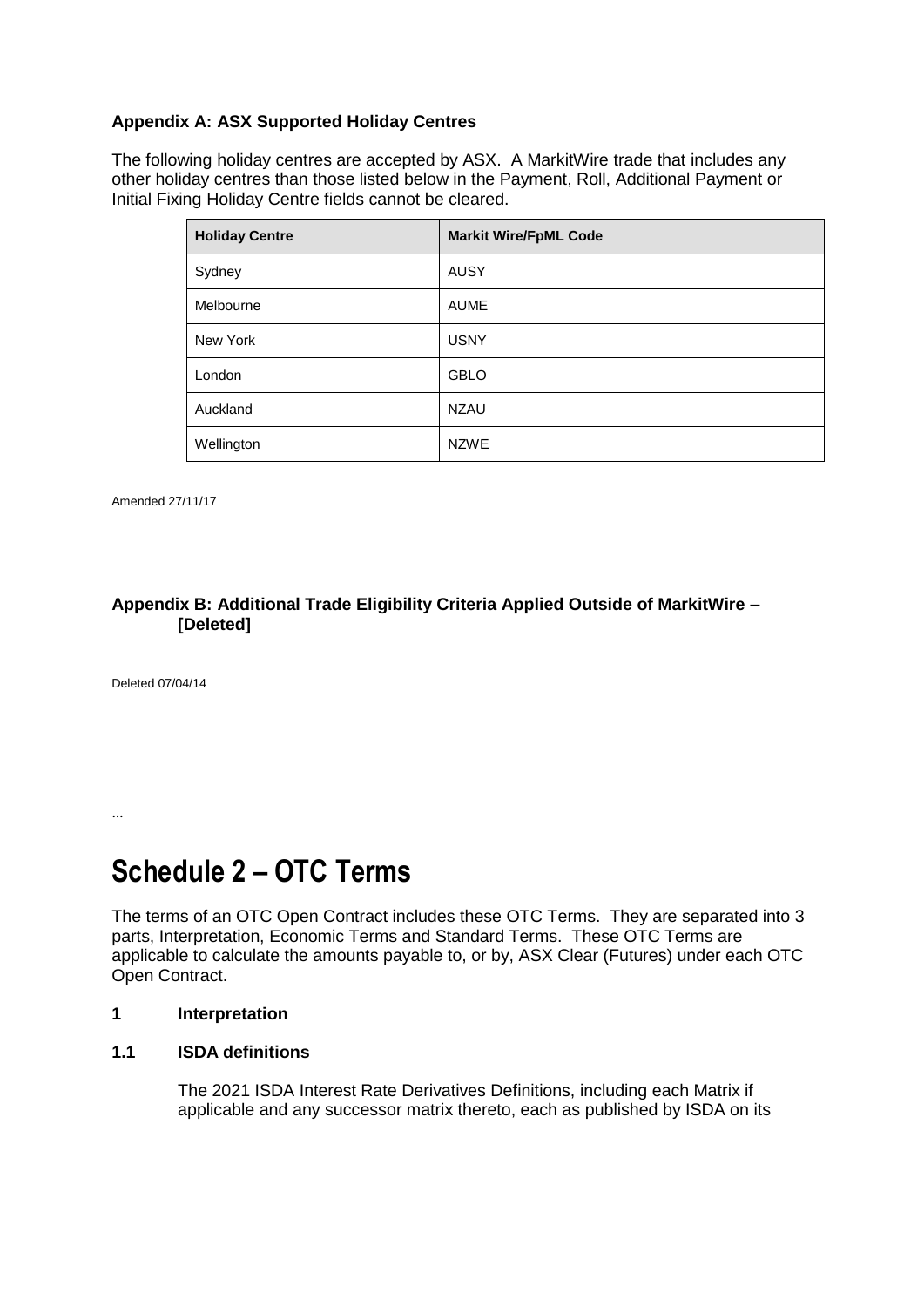**Appendix A: ASX Supported Holiday Centres**

The following holiday centres are accepted by ASX. A MarkitWire trade that includes any other holiday centres than those listed below in the Payment, Roll, Additional Payment or Initial Fixing Holiday Centre fields cannot be cleared.

| Holiday Centre | Markit Wire/FpML Code |
|---|---|
| Sydney | AUSY |
| Melbourne | AUME |
| New York | USNY |
| London | GBLO |
| Auckland | NZAU |
| Wellington | NZWE |

Amended 27/11/17

**Appendix B: Additional Trade Eligibility Criteria Applied Outside of MarkitWire – [Deleted]**

Deleted 07/04/14

...

# Schedule 2 – OTC Terms

The terms of an OTC Open Contract includes these OTC Terms. They are separated into 3 parts, Interpretation, Economic Terms and Standard Terms. These OTC Terms are applicable to calculate the amounts payable to, or by, ASX Clear (Futures) under each OTC Open Contract.

## 1 Interpretation

### 1.1 ISDA definitions

The 2021 ISDA Interest Rate Derivatives Definitions, including each Matrix if applicable and any successor matrix thereto, each as published by ISDA on its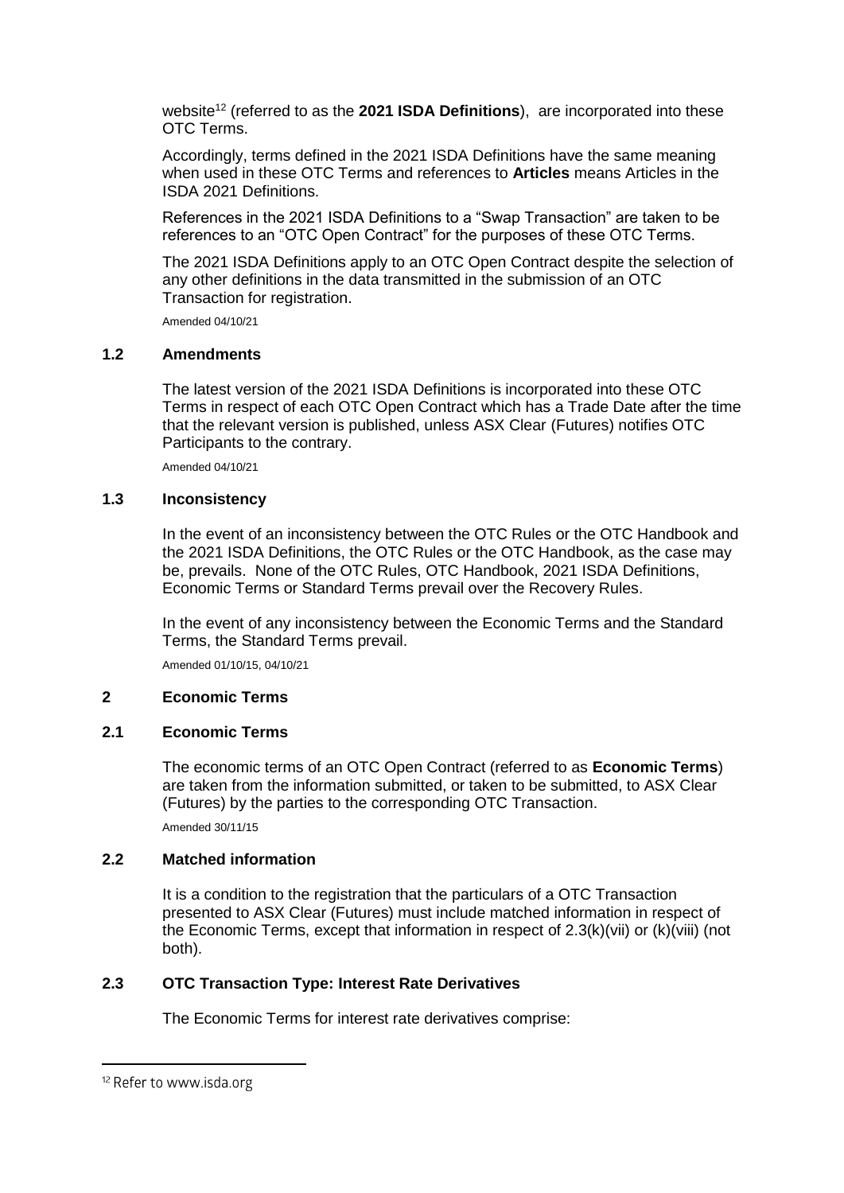website[12] (referred to as the **2021 ISDA Definitions**), are incorporated into these OTC Terms.

Accordingly, terms defined in the 2021 ISDA Definitions have the same meaning when used in these OTC Terms and references to **Articles** means Articles in the ISDA 2021 Definitions.

References in the 2021 ISDA Definitions to a "Swap Transaction" are taken to be references to an "OTC Open Contract" for the purposes of these OTC Terms.

The 2021 ISDA Definitions apply to an OTC Open Contract despite the selection of any other definitions in the data transmitted in the submission of an OTC Transaction for registration.

Amended 04/10/21

### 1.2 Amendments

The latest version of the 2021 ISDA Definitions is incorporated into these OTC Terms in respect of each OTC Open Contract which has a Trade Date after the time that the relevant version is published, unless ASX Clear (Futures) notifies OTC Participants to the contrary.

Amended 04/10/21

### 1.3 Inconsistency

In the event of an inconsistency between the OTC Rules or the OTC Handbook and the 2021 ISDA Definitions, the OTC Rules or the OTC Handbook, as the case may be, prevails. None of the OTC Rules, OTC Handbook, 2021 ISDA Definitions, Economic Terms or Standard Terms prevail over the Recovery Rules.

In the event of any inconsistency between the Economic Terms and the Standard Terms, the Standard Terms prevail.

Amended 01/10/15, 04/10/21

## 2 Economic Terms

### 2.1 Economic Terms

The economic terms of an OTC Open Contract (referred to as **Economic Terms**) are taken from the information submitted, or taken to be submitted, to ASX Clear (Futures) by the parties to the corresponding OTC Transaction.

Amended 30/11/15

### 2.2 Matched information

It is a condition to the registration that the particulars of a OTC Transaction presented to ASX Clear (Futures) must include matched information in respect of the Economic Terms, except that information in respect of 2.3(k)(vii) or (k)(viii) (not both).

### 2.3 OTC Transaction Type: Interest Rate Derivatives

The Economic Terms for interest rate derivatives comprise:

[12] Refer to www.isda.org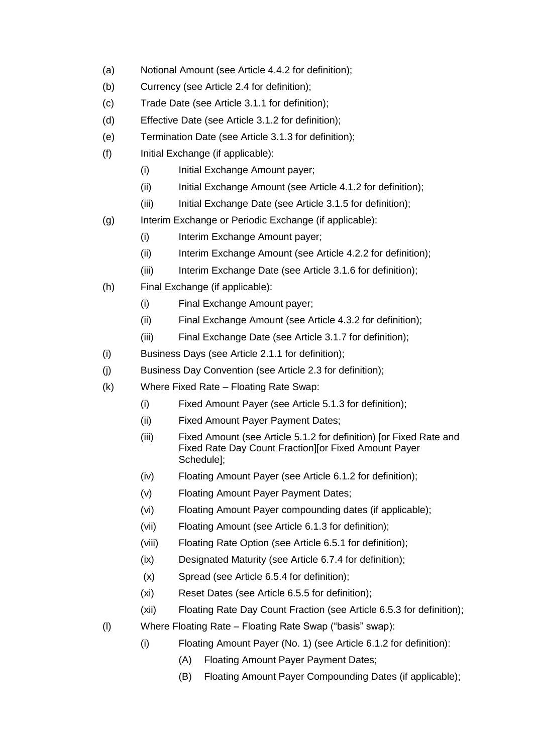(a) Notional Amount (see Article 4.4.2 for definition);

(b) Currency (see Article 2.4 for definition);

(c) Trade Date (see Article 3.1.1 for definition);

(d) Effective Date (see Article 3.1.2 for definition);

(e) Termination Date (see Article 3.1.3 for definition);

(f) Initial Exchange (if applicable):

  (i) Initial Exchange Amount payer;

  (ii) Initial Exchange Amount (see Article 4.1.2 for definition);

  (iii) Initial Exchange Date (see Article 3.1.5 for definition);

(g) Interim Exchange or Periodic Exchange (if applicable):

  (i) Interim Exchange Amount payer;

  (ii) Interim Exchange Amount (see Article 4.2.2 for definition);

  (iii) Interim Exchange Date (see Article 3.1.6 for definition);

(h) Final Exchange (if applicable):

  (i) Final Exchange Amount payer;

  (ii) Final Exchange Amount (see Article 4.3.2 for definition);

  (iii) Final Exchange Date (see Article 3.1.7 for definition);

(i) Business Days (see Article 2.1.1 for definition);

(j) Business Day Convention (see Article 2.3 for definition);

(k) Where Fixed Rate – Floating Rate Swap:

  (i) Fixed Amount Payer (see Article 5.1.3 for definition);

  (ii) Fixed Amount Payer Payment Dates;

  (iii) Fixed Amount (see Article 5.1.2 for definition) [or Fixed Rate and Fixed Rate Day Count Fraction][or Fixed Amount Payer Schedule];

  (iv) Floating Amount Payer (see Article 6.1.2 for definition);

  (v) Floating Amount Payer Payment Dates;

  (vi) Floating Amount Payer compounding dates (if applicable);

  (vii) Floating Amount (see Article 6.1.3 for definition);

  (viii) Floating Rate Option (see Article 6.5.1 for definition);

  (ix) Designated Maturity (see Article 6.7.4 for definition);

  (x) Spread (see Article 6.5.4 for definition);

  (xi) Reset Dates (see Article 6.5.5 for definition);

  (xii) Floating Rate Day Count Fraction (see Article 6.5.3 for definition);

(l) Where Floating Rate – Floating Rate Swap ("basis" swap):

  (i) Floating Amount Payer (No. 1) (see Article 6.1.2 for definition):

    (A) Floating Amount Payer Payment Dates;

    (B) Floating Amount Payer Compounding Dates (if applicable);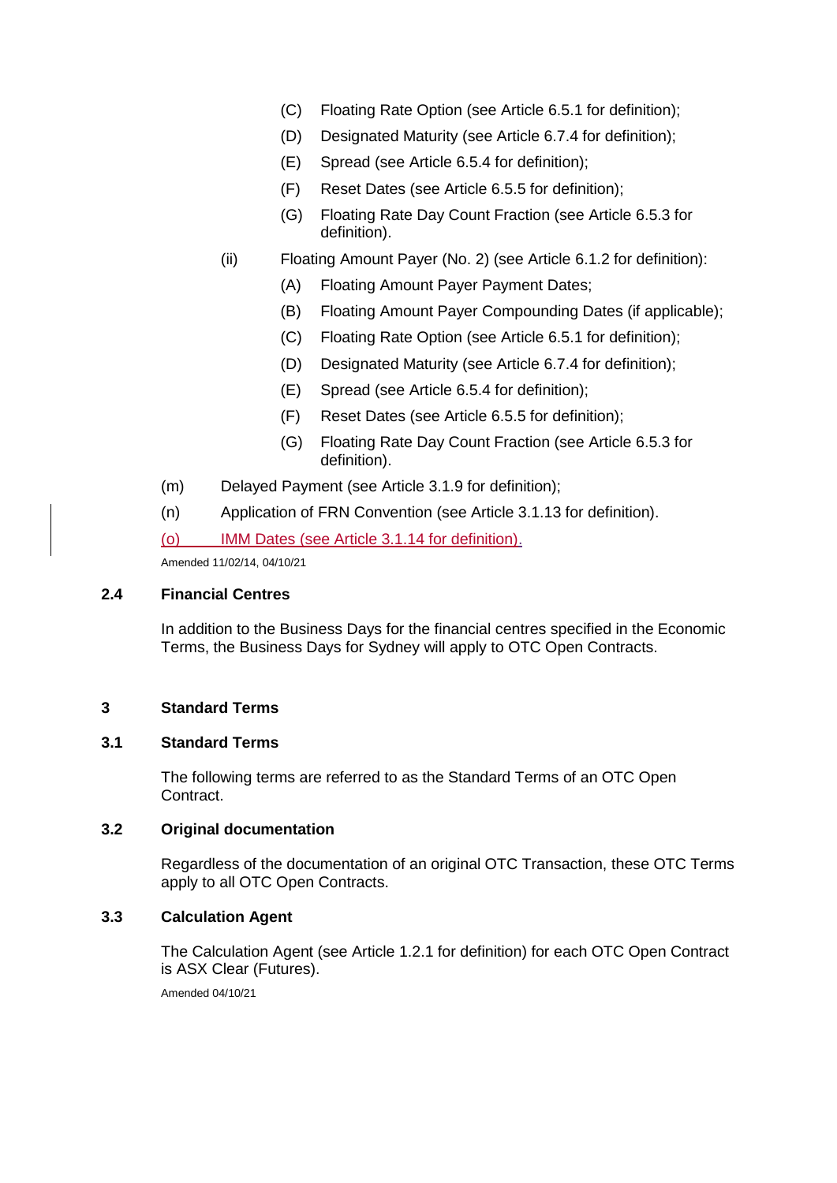- (C) Floating Rate Option (see Article 6.5.1 for definition);
   - (D) Designated Maturity (see Article 6.7.4 for definition);
   - (E) Spread (see Article 6.5.4 for definition);
   - (F) Reset Dates (see Article 6.5.5 for definition);
   - (G) Floating Rate Day Count Fraction (see Article 6.5.3 for definition).

  (ii) Floating Amount Payer (No. 2) (see Article 6.1.2 for definition):

   - (A) Floating Amount Payer Payment Dates;
   - (B) Floating Amount Payer Compounding Dates (if applicable);
   - (C) Floating Rate Option (see Article 6.5.1 for definition);
   - (D) Designated Maturity (see Article 6.7.4 for definition);
   - (E) Spread (see Article 6.5.4 for definition);
   - (F) Reset Dates (see Article 6.5.5 for definition);
   - (G) Floating Rate Day Count Fraction (see Article 6.5.3 for definition).

(m) Delayed Payment (see Article 3.1.9 for definition);

(n) Application of FRN Convention (see Article 3.1.13 for definition).

(o) IMM Dates (see Article 3.1.14 for definition).

Amended 11/02/14, 04/10/21

### 2.4 Financial Centres

In addition to the Business Days for the financial centres specified in the Economic Terms, the Business Days for Sydney will apply to OTC Open Contracts.

## 3 Standard Terms

### 3.1 Standard Terms

The following terms are referred to as the Standard Terms of an OTC Open Contract.

### 3.2 Original documentation

Regardless of the documentation of an original OTC Transaction, these OTC Terms apply to all OTC Open Contracts.

### 3.3 Calculation Agent

The Calculation Agent (see Article 1.2.1 for definition) for each OTC Open Contract is ASX Clear (Futures).

Amended 04/10/21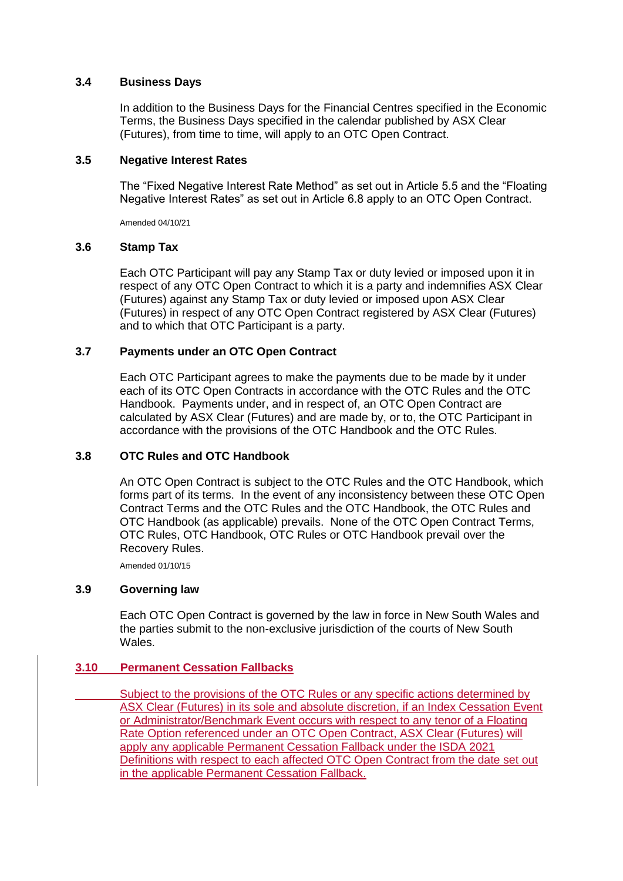### 3.4 Business Days

In addition to the Business Days for the Financial Centres specified in the Economic Terms, the Business Days specified in the calendar published by ASX Clear (Futures), from time to time, will apply to an OTC Open Contract.

### 3.5 Negative Interest Rates

The "Fixed Negative Interest Rate Method" as set out in Article 5.5 and the "Floating Negative Interest Rates" as set out in Article 6.8 apply to an OTC Open Contract.

Amended 04/10/21

### 3.6 Stamp Tax

Each OTC Participant will pay any Stamp Tax or duty levied or imposed upon it in respect of any OTC Open Contract to which it is a party and indemnifies ASX Clear (Futures) against any Stamp Tax or duty levied or imposed upon ASX Clear (Futures) in respect of any OTC Open Contract registered by ASX Clear (Futures) and to which that OTC Participant is a party.

### 3.7 Payments under an OTC Open Contract

Each OTC Participant agrees to make the payments due to be made by it under each of its OTC Open Contracts in accordance with the OTC Rules and the OTC Handbook. Payments under, and in respect of, an OTC Open Contract are calculated by ASX Clear (Futures) and are made by, or to, the OTC Participant in accordance with the provisions of the OTC Handbook and the OTC Rules.

### 3.8 OTC Rules and OTC Handbook

An OTC Open Contract is subject to the OTC Rules and the OTC Handbook, which forms part of its terms. In the event of any inconsistency between these OTC Open Contract Terms and the OTC Rules and the OTC Handbook, the OTC Rules and OTC Handbook (as applicable) prevails. None of the OTC Open Contract Terms, OTC Rules, OTC Handbook, OTC Rules or OTC Handbook prevail over the Recovery Rules.

Amended 01/10/15

### 3.9 Governing law

Each OTC Open Contract is governed by the law in force in New South Wales and the parties submit to the non-exclusive jurisdiction of the courts of New South Wales.

### 3.10 Permanent Cessation Fallbacks

Subject to the provisions of the OTC Rules or any specific actions determined by ASX Clear (Futures) in its sole and absolute discretion, if an Index Cessation Event or Administrator/Benchmark Event occurs with respect to any tenor of a Floating Rate Option referenced under an OTC Open Contract, ASX Clear (Futures) will apply any applicable Permanent Cessation Fallback under the ISDA 2021 Definitions with respect to each affected OTC Open Contract from the date set out in the applicable Permanent Cessation Fallback.